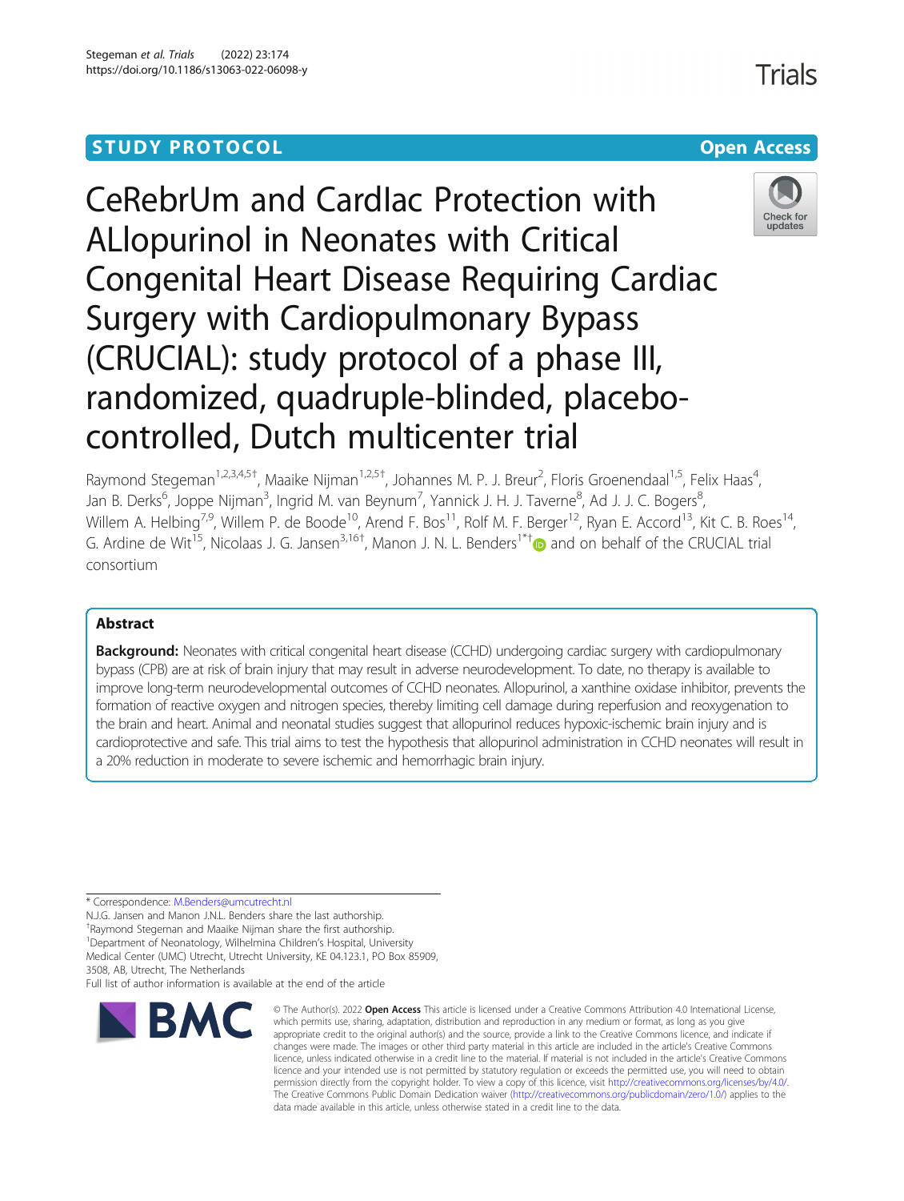STUDY PROTOCOL

Open Access

# CeRebrUm and CardIac Protection with ALlopurinol in Neonates with Critical Congenital Heart Disease Requiring Cardiac Surgery with Cardiopulmonary Bypass (CRUCIAL): study protocol of a phase III, randomized, quadruple-blinded, placebo-controlled, Dutch multicenter trial

Raymond Stegeman[1,2,3,4,5†], Maaike Nijman[1,2,5†], Johannes M. P. J. Breur[2], Floris Groenendaal[1,5], Felix Haas[4], Jan B. Derks[6], Joppe Nijman[3], Ingrid M. van Beynum[7], Yannick J. H. J. Taverne[8], Ad J. J. C. Bogers[8], Willem A. Helbing[7,9], Willem P. de Boode[10], Arend F. Bos[11], Rolf M. F. Berger[12], Ryan E. Accord[13], Kit C. B. Roes[14], G. Ardine de Wit[15], Nicolaas J. G. Jansen[3,16†], Manon J. N. L. Benders[1*†] and on behalf of the CRUCIAL trial consortium

## Abstract

**Background:** Neonates with critical congenital heart disease (CCHD) undergoing cardiac surgery with cardiopulmonary bypass (CPB) are at risk of brain injury that may result in adverse neurodevelopment. To date, no therapy is available to improve long-term neurodevelopmental outcomes of CCHD neonates. Allopurinol, a xanthine oxidase inhibitor, prevents the formation of reactive oxygen and nitrogen species, thereby limiting cell damage during reperfusion and reoxygenation to the brain and heart. Animal and neonatal studies suggest that allopurinol reduces hypoxic-ischemic brain injury and is cardioprotective and safe. This trial aims to test the hypothesis that allopurinol administration in CCHD neonates will result in a 20% reduction in moderate to severe ischemic and hemorrhagic brain injury.

\* Correspondence: M.Benders@umcutrecht.nl
N.J.G. Jansen and Manon J.N.L. Benders share the last authorship.
†Raymond Stegeman and Maaike Nijman share the first authorship.
[1]Department of Neonatology, Wilhelmina Children's Hospital, University Medical Center (UMC) Utrecht, Utrecht University, KE 04.123.1, PO Box 85909, 3508, AB, Utrecht, The Netherlands
Full list of author information is available at the end of the article

© The Author(s). 2022 **Open Access** This article is licensed under a Creative Commons Attribution 4.0 International License, which permits use, sharing, adaptation, distribution and reproduction in any medium or format, as long as you give appropriate credit to the original author(s) and the source, provide a link to the Creative Commons licence, and indicate if changes were made. The images or other third party material in this article are included in the article's Creative Commons licence, unless indicated otherwise in a credit line to the material. If material is not included in the article's Creative Commons licence and your intended use is not permitted by statutory regulation or exceeds the permitted use, you will need to obtain permission directly from the copyright holder. To view a copy of this licence, visit http://creativecommons.org/licenses/by/4.0/. The Creative Commons Public Domain Dedication waiver (http://creativecommons.org/publicdomain/zero/1.0/) applies to the data made available in this article, unless otherwise stated in a credit line to the data.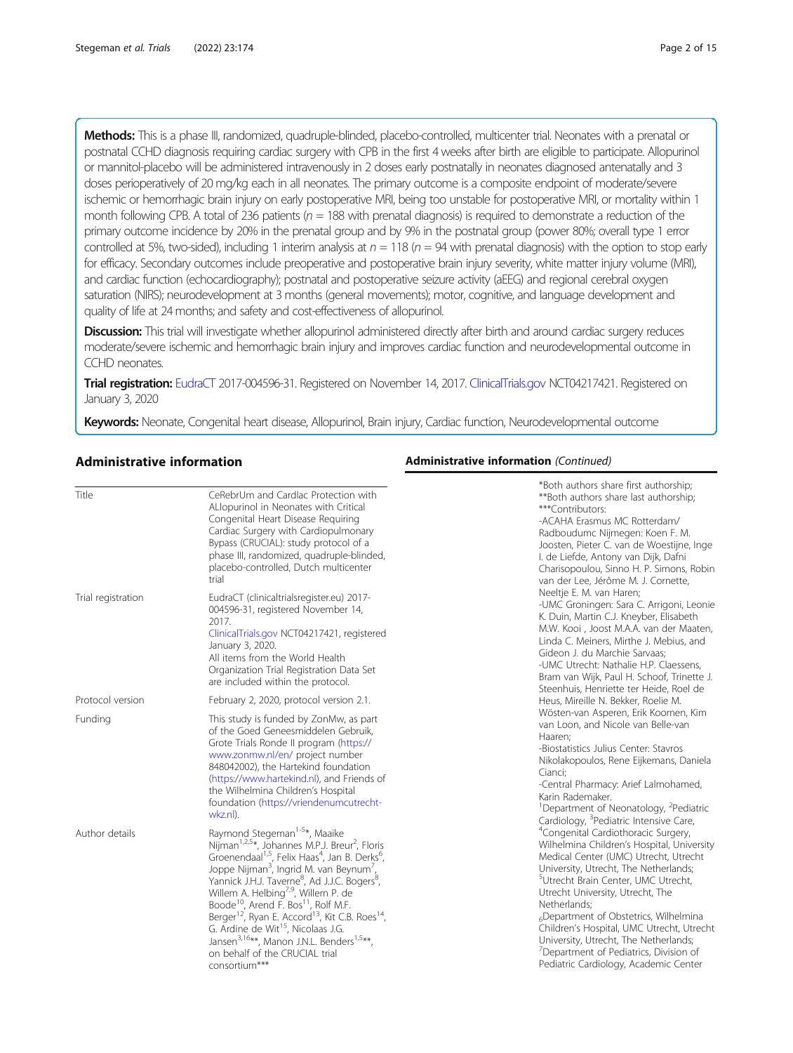**Methods:** This is a phase III, randomized, quadruple-blinded, placebo-controlled, multicenter trial. Neonates with a prenatal or postnatal CCHD diagnosis requiring cardiac surgery with CPB in the first 4 weeks after birth are eligible to participate. Allopurinol or mannitol-placebo will be administered intravenously in 2 doses early postnatally in neonates diagnosed antenatally and 3 doses perioperatively of 20 mg/kg each in all neonates. The primary outcome is a composite endpoint of moderate/severe ischemic or hemorrhagic brain injury on early postoperative MRI, being too unstable for postoperative MRI, or mortality within 1 month following CPB. A total of 236 patients ($n = 188$ with prenatal diagnosis) is required to demonstrate a reduction of the primary outcome incidence by 20% in the prenatal group and by 9% in the postnatal group (power 80%; overall type 1 error controlled at 5%, two-sided), including 1 interim analysis at $n = 118$ ($n = 94$ with prenatal diagnosis) with the option to stop early for efficacy. Secondary outcomes include preoperative and postoperative brain injury severity, white matter injury volume (MRI), and cardiac function (echocardiography); postnatal and postoperative seizure activity (aEEG) and regional cerebral oxygen saturation (NIRS); neurodevelopment at 3 months (general movements); motor, cognitive, and language development and quality of life at 24 months; and safety and cost-effectiveness of allopurinol.

**Discussion:** This trial will investigate whether allopurinol administered directly after birth and around cardiac surgery reduces moderate/severe ischemic and hemorrhagic brain injury and improves cardiac function and neurodevelopmental outcome in CCHD neonates.

**Trial registration:** EudraCT 2017-004596-31. Registered on November 14, 2017. ClinicalTrials.gov NCT04217421. Registered on January 3, 2020

**Keywords:** Neonate, Congenital heart disease, Allopurinol, Brain injury, Cardiac function, Neurodevelopmental outcome

## Administrative information

| | |
|---|---|
| Title | CeRebrUm and CardIac Protection with ALlopurinol in Neonates with Critical Congenital Heart Disease Requiring Cardiac Surgery with Cardiopulmonary Bypass (CRUCIAL): study protocol of a phase III, randomized, quadruple-blinded, placebo-controlled, Dutch multicenter trial |
| Trial registration | EudraCT (clinicaltrialsregister.eu) 2017-004596-31, registered November 14, 2017. ClinicalTrials.gov NCT04217421, registered January 3, 2020. All items from the World Health Organization Trial Registration Data Set are included within the protocol. |
| Protocol version | February 2, 2020, protocol version 2.1. |
| Funding | This study is funded by ZonMw, as part of the Goed Geneesmiddelen Gebruik, Grote Trials Ronde II program (https://www.zonmw.nl/en/ project number 848042002), the Hartekind foundation (https://www.hartekind.nl), and Friends of the Wilhelmina Children's Hospital foundation (https://vriendenumcutrecht-wkz.nl). |
| Author details | Raymond Stegeman[1-5]*, Maaike Nijman[1,2,5]*, Johannes M.P.J. Breur[2], Floris Groenendaal[1,5], Felix Haas[4], Jan B. Derks[6], Joppe Nijman[3], Ingrid M. van Beynum[7], Yannick J.H.J. Taverne[8], Ad J.J.C. Bogers[8], Willem A. Helbing[7,9], Willem P. de Boode[10], Arend F. Bos[11], Rolf M.F. Berger[12], Ryan E. Accord[13], Kit C.B. Roes[14], G. Ardine de Wit[15], Nicolaas J.G. Jansen[3,16]**, Manon J.N.L. Benders[1,5]**, on behalf of the CRUCIAL trial consortium*** |

## Administrative information *(Continued)*

| | |
|---|---|
| | *Both authors share first authorship; **Both authors share last authorship; ***Contributors: -ACAHA Erasmus MC Rotterdam/ Radboudumc Nijmegen: Koen F. M. Joosten, Pieter C. van de Woestijne, Inge I. de Liefde, Antony van Dijk, Dafni Charisopoulou, Sinno H. P. Simons, Robin van der Lee, Jérôme M. J. Cornette, Neeltje E. M. van Haren; -UMC Groningen: Sara C. Arrigoni, Leonie K. Duin, Martin C.J. Kneyber, Elisabeth M.W. Kooi , Joost M.A.A. van der Maaten, Linda C. Meiners, Mirthe J. Mebius, and Gideon J. du Marchie Sarvaas; -UMC Utrecht: Nathalie H.P. Claessens, Bram van Wijk, Paul H. Schoof, Trinette J. Steenhuis, Henriette ter Heide, Roel de Heus, Mireille N. Bekker, Roelie M. Wösten-van Asperen, Erik Koomen, Kim van Loon, and Nicole van Belle-van Haaren; -Biostatistics Julius Center: Stavros Nikolakopoulos, Rene Eijkemans, Daniela Cianci; -Central Pharmacy: Arief Lalmohamed, Karin Rademaker. [1]Department of Neonatology, [2]Pediatric Cardiology, [3]Pediatric Intensive Care, [4]Congenital Cardiothoracic Surgery, Wilhelmina Children's Hospital, University Medical Center (UMC) Utrecht, Utrecht University, Utrecht, The Netherlands; [5]Utrecht Brain Center, UMC Utrecht, Utrecht University, Utrecht, The Netherlands; [6]Department of Obstetrics, Wilhelmina Children's Hospital, UMC Utrecht, Utrecht University, Utrecht, The Netherlands; [7]Department of Pediatrics, Division of Pediatric Cardiology, Academic Center |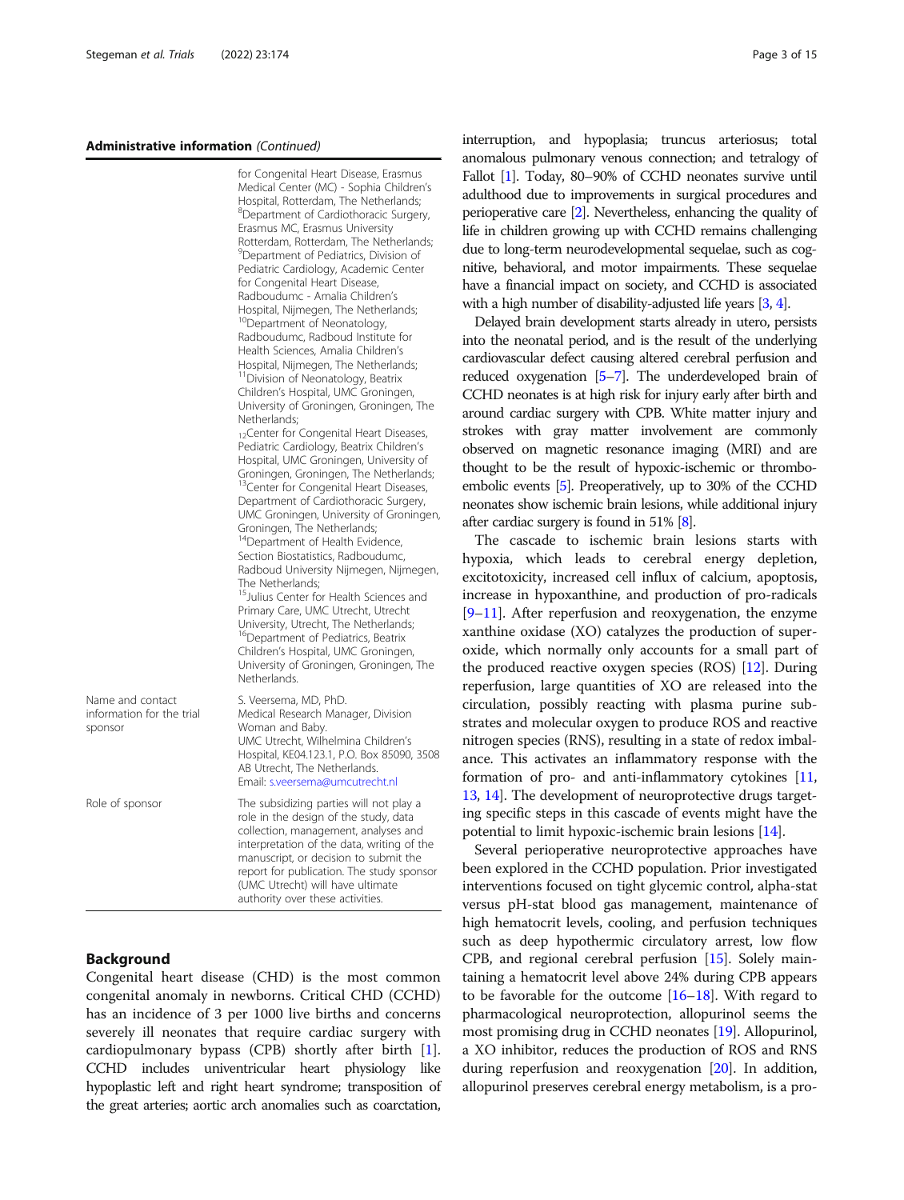**Administrative information** *(Continued)*

| | |
|---|---|
| | for Congenital Heart Disease, Erasmus Medical Center (MC) - Sophia Children's Hospital, Rotterdam, The Netherlands; [8]Department of Cardiothoracic Surgery, Erasmus MC, Erasmus University Rotterdam, Rotterdam, The Netherlands; [9]Department of Pediatrics, Division of Pediatric Cardiology, Academic Center for Congenital Heart Disease, Radboudumc - Amalia Children's Hospital, Nijmegen, The Netherlands; [10]Department of Neonatology, Radboudumc, Radboud Institute for Health Sciences, Amalia Children's Hospital, Nijmegen, The Netherlands; [11]Division of Neonatology, Beatrix Children's Hospital, UMC Groningen, University of Groningen, Groningen, The Netherlands; [12]Center for Congenital Heart Diseases, Pediatric Cardiology, Beatrix Children's Hospital, UMC Groningen, University of Groningen, Groningen, The Netherlands; [13]Center for Congenital Heart Diseases, Department of Cardiothoracic Surgery, UMC Groningen, University of Groningen, Groningen, The Netherlands; [14]Department of Health Evidence, Section Biostatistics, Radboudumc, Radboud University Nijmegen, Nijmegen, The Netherlands; [15]Julius Center for Health Sciences and Primary Care, UMC Utrecht, Utrecht University, Utrecht, The Netherlands; [16]Department of Pediatrics, Beatrix Children's Hospital, UMC Groningen, University of Groningen, Groningen, The Netherlands. |
| Name and contact information for the trial sponsor | S. Veersema, MD, PhD. Medical Research Manager, Division Woman and Baby. UMC Utrecht, Wilhelmina Children's Hospital, KE04.123.1, P.O. Box 85090, 3508 AB Utrecht, The Netherlands. Email: s.veersema@umcutrecht.nl |
| Role of sponsor | The subsidizing parties will not play a role in the design of the study, data collection, management, analyses and interpretation of the data, writing of the manuscript, or decision to submit the report for publication. The study sponsor (UMC Utrecht) will have ultimate authority over these activities. |

## Background

Congenital heart disease (CHD) is the most common congenital anomaly in newborns. Critical CHD (CCHD) has an incidence of 3 per 1000 live births and concerns severely ill neonates that require cardiac surgery with cardiopulmonary bypass (CPB) shortly after birth [1]. CCHD includes univentricular heart physiology like hypoplastic left and right heart syndrome; transposition of the great arteries; aortic arch anomalies such as coarctation, interruption, and hypoplasia; truncus arteriosus; total anomalous pulmonary venous connection; and tetralogy of Fallot [1]. Today, 80–90% of CCHD neonates survive until adulthood due to improvements in surgical procedures and perioperative care [2]. Nevertheless, enhancing the quality of life in children growing up with CCHD remains challenging due to long-term neurodevelopmental sequelae, such as cognitive, behavioral, and motor impairments. These sequelae have a financial impact on society, and CCHD is associated with a high number of disability-adjusted life years [3, 4].

Delayed brain development starts already in utero, persists into the neonatal period, and is the result of the underlying cardiovascular defect causing altered cerebral perfusion and reduced oxygenation [5–7]. The underdeveloped brain of CCHD neonates is at high risk for injury early after birth and around cardiac surgery with CPB. White matter injury and strokes with gray matter involvement are commonly observed on magnetic resonance imaging (MRI) and are thought to be the result of hypoxic-ischemic or thrombo-embolic events [5]. Preoperatively, up to 30% of the CCHD neonates show ischemic brain lesions, while additional injury after cardiac surgery is found in 51% [8].

The cascade to ischemic brain lesions starts with hypoxia, which leads to cerebral energy depletion, excitotoxicity, increased cell influx of calcium, apoptosis, increase in hypoxanthine, and production of pro-radicals [9–11]. After reperfusion and reoxygenation, the enzyme xanthine oxidase (XO) catalyzes the production of superoxide, which normally only accounts for a small part of the produced reactive oxygen species (ROS) [12]. During reperfusion, large quantities of XO are released into the circulation, possibly reacting with plasma purine substrates and molecular oxygen to produce ROS and reactive nitrogen species (RNS), resulting in a state of redox imbalance. This activates an inflammatory response with the formation of pro- and anti-inflammatory cytokines [11, 13, 14]. The development of neuroprotective drugs targeting specific steps in this cascade of events might have the potential to limit hypoxic-ischemic brain lesions [14].

Several perioperative neuroprotective approaches have been explored in the CCHD population. Prior investigated interventions focused on tight glycemic control, alpha-stat versus pH-stat blood gas management, maintenance of high hematocrit levels, cooling, and perfusion techniques such as deep hypothermic circulatory arrest, low flow CPB, and regional cerebral perfusion [15]. Solely maintaining a hematocrit level above 24% during CPB appears to be favorable for the outcome [16–18]. With regard to pharmacological neuroprotection, allopurinol seems the most promising drug in CCHD neonates [19]. Allopurinol, a XO inhibitor, reduces the production of ROS and RNS during reperfusion and reoxygenation [20]. In addition, allopurinol preserves cerebral energy metabolism, is a pro-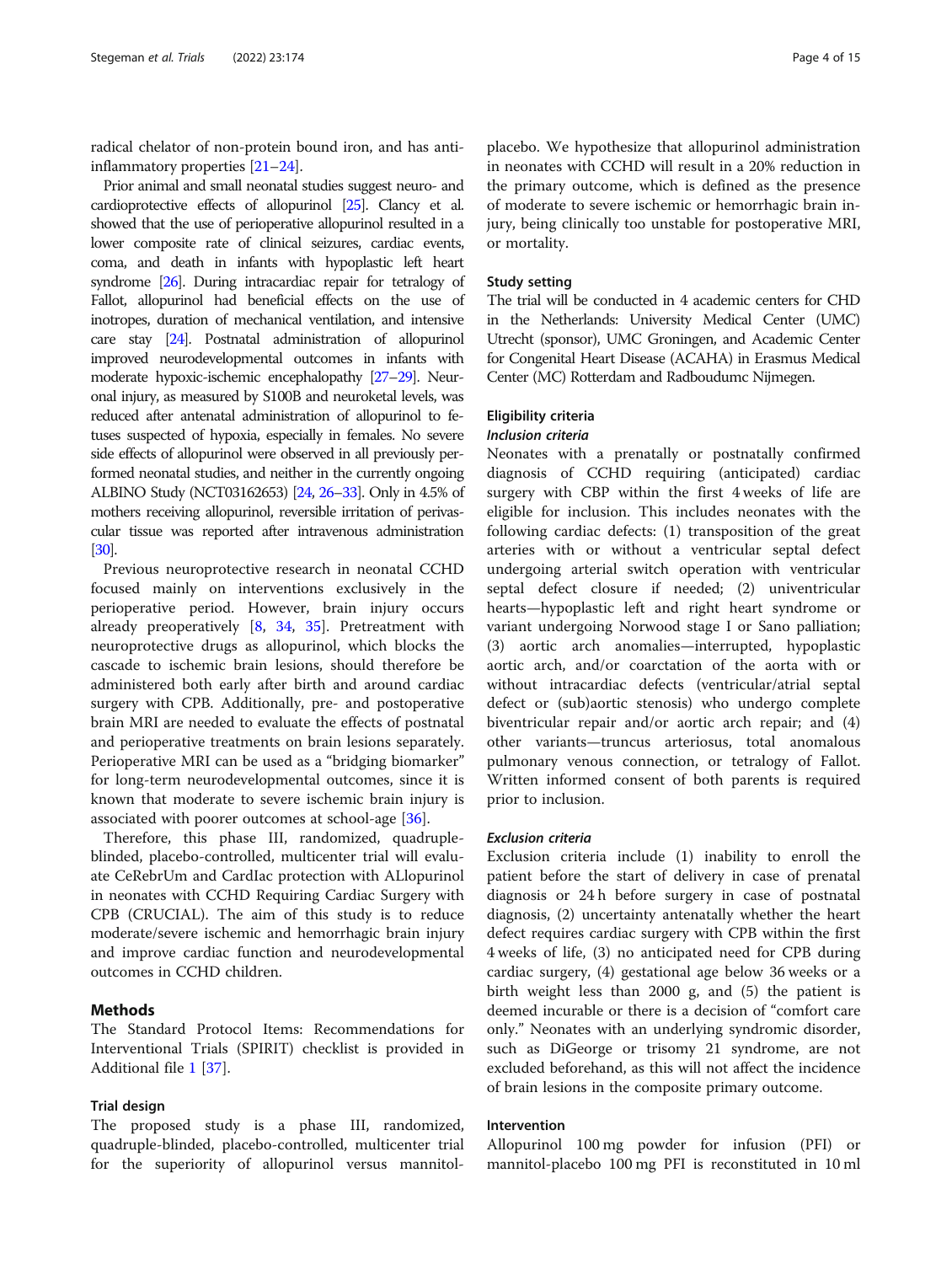radical chelator of non-protein bound iron, and has anti-inflammatory properties [21–24].

Prior animal and small neonatal studies suggest neuro- and cardioprotective effects of allopurinol [25]. Clancy et al. showed that the use of perioperative allopurinol resulted in a lower composite rate of clinical seizures, cardiac events, coma, and death in infants with hypoplastic left heart syndrome [26]. During intracardiac repair for tetralogy of Fallot, allopurinol had beneficial effects on the use of inotropes, duration of mechanical ventilation, and intensive care stay [24]. Postnatal administration of allopurinol improved neurodevelopmental outcomes in infants with moderate hypoxic-ischemic encephalopathy [27–29]. Neuronal injury, as measured by S100B and neuroketal levels, was reduced after antenatal administration of allopurinol to fetuses suspected of hypoxia, especially in females. No severe side effects of allopurinol were observed in all previously performed neonatal studies, and neither in the currently ongoing ALBINO Study (NCT03162653) [24, 26–33]. Only in 4.5% of mothers receiving allopurinol, reversible irritation of perivascular tissue was reported after intravenous administration [30].

Previous neuroprotective research in neonatal CCHD focused mainly on interventions exclusively in the perioperative period. However, brain injury occurs already preoperatively [8, 34, 35]. Pretreatment with neuroprotective drugs as allopurinol, which blocks the cascade to ischemic brain lesions, should therefore be administered both early after birth and around cardiac surgery with CPB. Additionally, pre- and postoperative brain MRI are needed to evaluate the effects of postnatal and perioperative treatments on brain lesions separately. Perioperative MRI can be used as a "bridging biomarker" for long-term neurodevelopmental outcomes, since it is known that moderate to severe ischemic brain injury is associated with poorer outcomes at school-age [36].

Therefore, this phase III, randomized, quadruple-blinded, placebo-controlled, multicenter trial will evaluate CeRebrUm and CardIac protection with ALlopurinol in neonates with CCHD Requiring Cardiac Surgery with CPB (CRUCIAL). The aim of this study is to reduce moderate/severe ischemic and hemorrhagic brain injury and improve cardiac function and neurodevelopmental outcomes in CCHD children.

## Methods

The Standard Protocol Items: Recommendations for Interventional Trials (SPIRIT) checklist is provided in Additional file 1 [37].

### Trial design

The proposed study is a phase III, randomized, quadruple-blinded, placebo-controlled, multicenter trial for the superiority of allopurinol versus mannitol-placebo. We hypothesize that allopurinol administration in neonates with CCHD will result in a 20% reduction in the primary outcome, which is defined as the presence of moderate to severe ischemic or hemorrhagic brain injury, being clinically too unstable for postoperative MRI, or mortality.

### Study setting

The trial will be conducted in 4 academic centers for CHD in the Netherlands: University Medical Center (UMC) Utrecht (sponsor), UMC Groningen, and Academic Center for Congenital Heart Disease (ACAHA) in Erasmus Medical Center (MC) Rotterdam and Radboudumc Nijmegen.

### Eligibility criteria

#### *Inclusion criteria*

Neonates with a prenatally or postnatally confirmed diagnosis of CCHD requiring (anticipated) cardiac surgery with CBP within the first 4 weeks of life are eligible for inclusion. This includes neonates with the following cardiac defects: (1) transposition of the great arteries with or without a ventricular septal defect undergoing arterial switch operation with ventricular septal defect closure if needed; (2) univentricular hearts—hypoplastic left and right heart syndrome or variant undergoing Norwood stage I or Sano palliation; (3) aortic arch anomalies—interrupted, hypoplastic aortic arch, and/or coarctation of the aorta with or without intracardiac defects (ventricular/atrial septal defect or (sub)aortic stenosis) who undergo complete biventricular repair and/or aortic arch repair; and (4) other variants—truncus arteriosus, total anomalous pulmonary venous connection, or tetralogy of Fallot. Written informed consent of both parents is required prior to inclusion.

#### *Exclusion criteria*

Exclusion criteria include (1) inability to enroll the patient before the start of delivery in case of prenatal diagnosis or 24 h before surgery in case of postnatal diagnosis, (2) uncertainty antenatally whether the heart defect requires cardiac surgery with CPB within the first 4 weeks of life, (3) no anticipated need for CPB during cardiac surgery, (4) gestational age below 36 weeks or a birth weight less than 2000 g, and (5) the patient is deemed incurable or there is a decision of "comfort care only." Neonates with an underlying syndromic disorder, such as DiGeorge or trisomy 21 syndrome, are not excluded beforehand, as this will not affect the incidence of brain lesions in the composite primary outcome.

### Intervention

Allopurinol 100 mg powder for infusion (PFI) or mannitol-placebo 100 mg PFI is reconstituted in 10 ml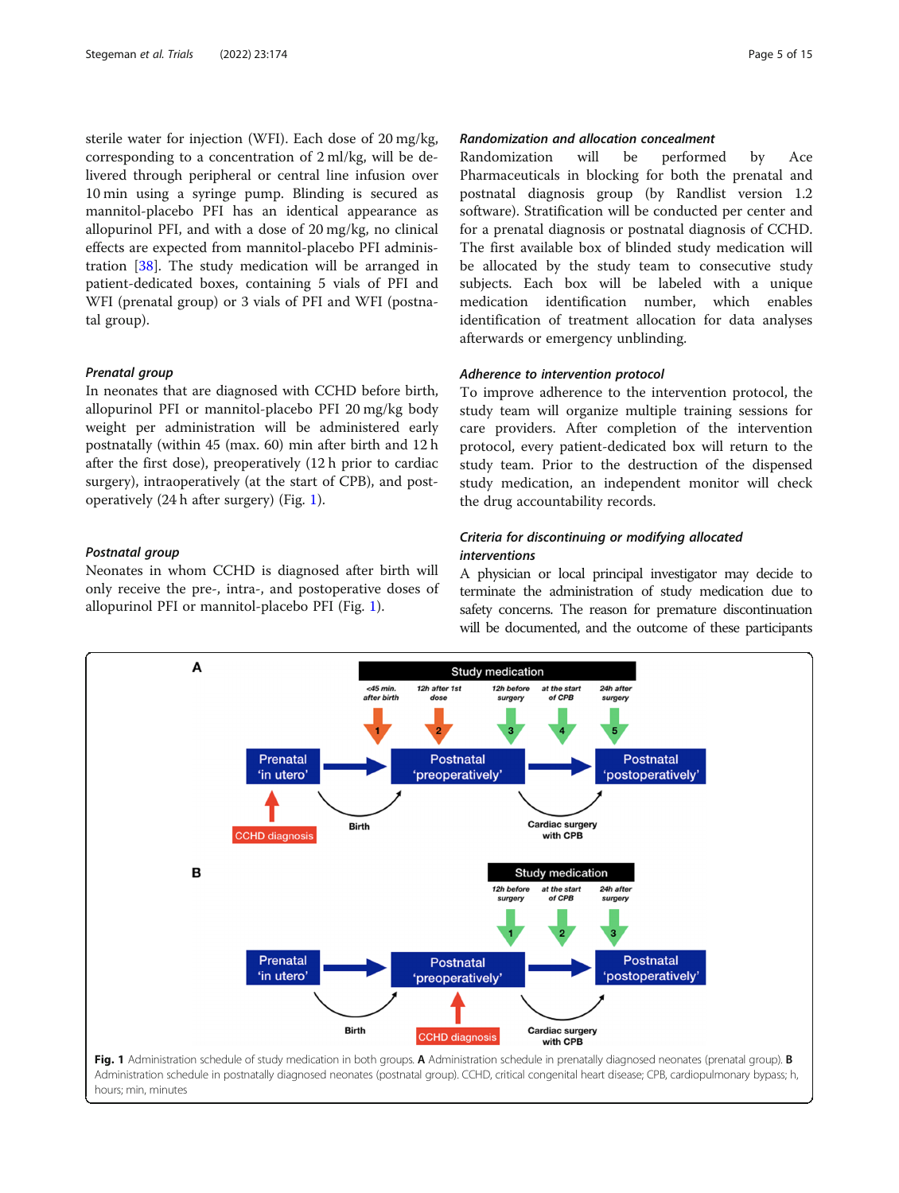sterile water for injection (WFI). Each dose of 20 mg/kg, corresponding to a concentration of 2 ml/kg, will be delivered through peripheral or central line infusion over 10 min using a syringe pump. Blinding is secured as mannitol-placebo PFI has an identical appearance as allopurinol PFI, and with a dose of 20 mg/kg, no clinical effects are expected from mannitol-placebo PFI administration [38]. The study medication will be arranged in patient-dedicated boxes, containing 5 vials of PFI and WFI (prenatal group) or 3 vials of PFI and WFI (postnatal group).

#### *Prenatal group*

In neonates that are diagnosed with CCHD before birth, allopurinol PFI or mannitol-placebo PFI 20 mg/kg body weight per administration will be administered early postnatally (within 45 (max. 60) min after birth and 12 h after the first dose), preoperatively (12 h prior to cardiac surgery), intraoperatively (at the start of CPB), and postoperatively (24 h after surgery) (Fig. 1).

#### *Postnatal group*

Neonates in whom CCHD is diagnosed after birth will only receive the pre-, intra-, and postoperative doses of allopurinol PFI or mannitol-placebo PFI (Fig. 1).

#### *Randomization and allocation concealment*

Randomization will be performed by Ace Pharmaceuticals in blocking for both the prenatal and postnatal diagnosis group (by Randlist version 1.2 software). Stratification will be conducted per center and for a prenatal diagnosis or postnatal diagnosis of CCHD. The first available box of blinded study medication will be allocated by the study team to consecutive study subjects. Each box will be labeled with a unique medication identification number, which enables identification of treatment allocation for data analyses afterwards or emergency unblinding.

#### *Adherence to intervention protocol*

To improve adherence to the intervention protocol, the study team will organize multiple training sessions for care providers. After completion of the intervention protocol, every patient-dedicated box will return to the study team. Prior to the destruction of the dispensed study medication, an independent monitor will check the drug accountability records.

#### *Criteria for discontinuing or modifying allocated interventions*

A physician or local principal investigator may decide to terminate the administration of study medication due to safety concerns. The reason for premature discontinuation will be documented, and the outcome of these participants

**Fig. 1** Administration schedule of study medication in both groups. **A** Administration schedule in prenatally diagnosed neonates (prenatal group). **B** Administration schedule in postnatally diagnosed neonates (postnatal group). CCHD, critical congenital heart disease; CPB, cardiopulmonary bypass; h, hours; min, minutes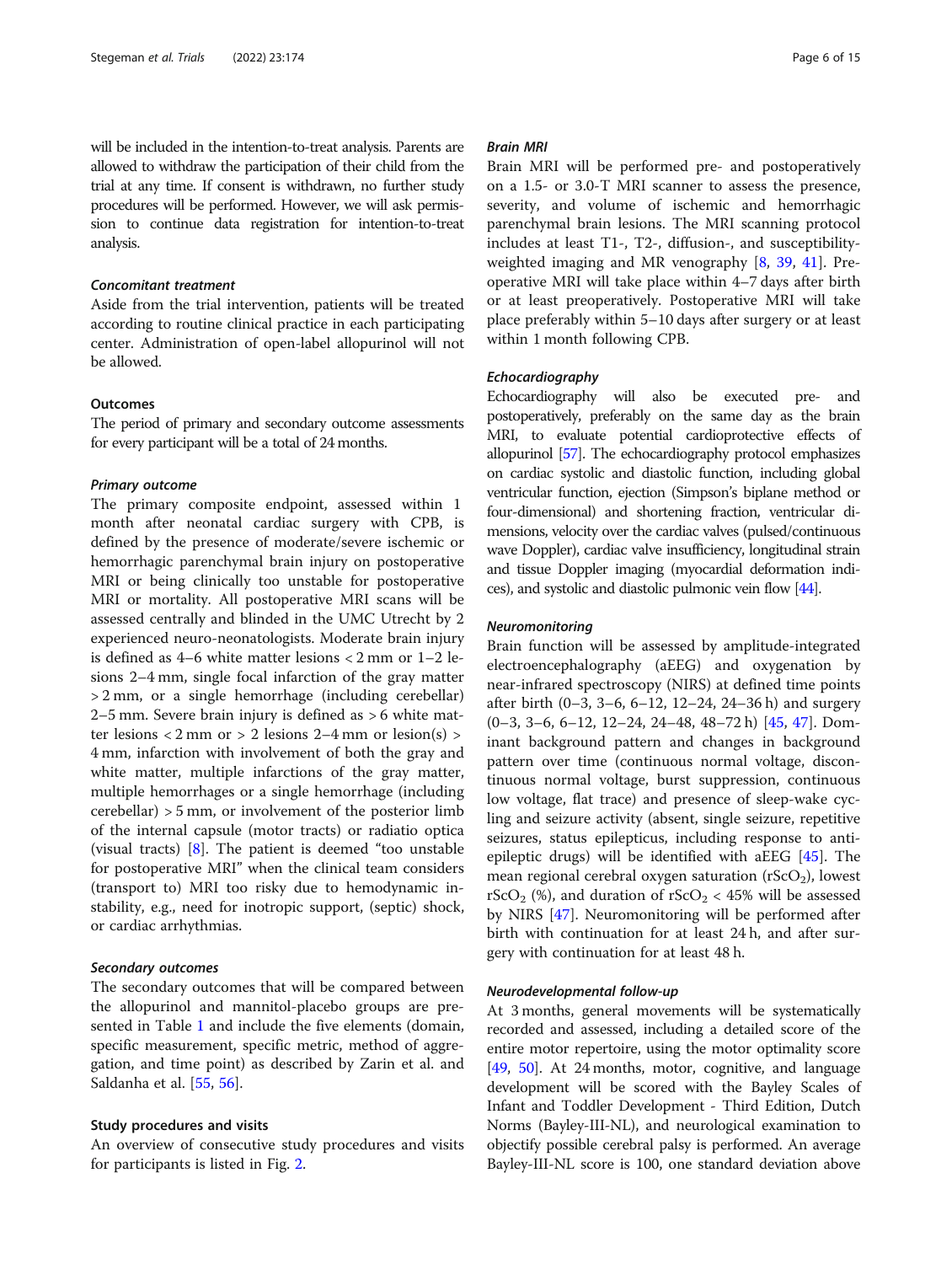will be included in the intention-to-treat analysis. Parents are allowed to withdraw the participation of their child from the trial at any time. If consent is withdrawn, no further study procedures will be performed. However, we will ask permission to continue data registration for intention-to-treat analysis.

#### *Concomitant treatment*

Aside from the trial intervention, patients will be treated according to routine clinical practice in each participating center. Administration of open-label allopurinol will not be allowed.

### Outcomes

The period of primary and secondary outcome assessments for every participant will be a total of 24 months.

#### *Primary outcome*

The primary composite endpoint, assessed within 1 month after neonatal cardiac surgery with CPB, is defined by the presence of moderate/severe ischemic or hemorrhagic parenchymal brain injury on postoperative MRI or being clinically too unstable for postoperative MRI or mortality. All postoperative MRI scans will be assessed centrally and blinded in the UMC Utrecht by 2 experienced neuro-neonatologists. Moderate brain injury is defined as 4–6 white matter lesions < 2 mm or 1–2 lesions 2–4 mm, single focal infarction of the gray matter > 2 mm, or a single hemorrhage (including cerebellar) 2–5 mm. Severe brain injury is defined as > 6 white matter lesions < 2 mm or > 2 lesions 2–4 mm or lesion(s) > 4 mm, infarction with involvement of both the gray and white matter, multiple infarctions of the gray matter, multiple hemorrhages or a single hemorrhage (including cerebellar) > 5 mm, or involvement of the posterior limb of the internal capsule (motor tracts) or radiatio optica (visual tracts) [8]. The patient is deemed "too unstable for postoperative MRI" when the clinical team considers (transport to) MRI too risky due to hemodynamic instability, e.g., need for inotropic support, (septic) shock, or cardiac arrhythmias.

#### *Secondary outcomes*

The secondary outcomes that will be compared between the allopurinol and mannitol-placebo groups are presented in Table 1 and include the five elements (domain, specific measurement, specific metric, method of aggregation, and time point) as described by Zarin et al. and Saldanha et al. [55, 56].

### Study procedures and visits

An overview of consecutive study procedures and visits for participants is listed in Fig. 2.

#### *Brain MRI*

Brain MRI will be performed pre- and postoperatively on a 1.5- or 3.0-T MRI scanner to assess the presence, severity, and volume of ischemic and hemorrhagic parenchymal brain lesions. The MRI scanning protocol includes at least T1-, T2-, diffusion-, and susceptibility-weighted imaging and MR venography [8, 39, 41]. Preoperative MRI will take place within 4–7 days after birth or at least preoperatively. Postoperative MRI will take place preferably within 5–10 days after surgery or at least within 1 month following CPB.

#### *Echocardiography*

Echocardiography will also be executed pre- and postoperatively, preferably on the same day as the brain MRI, to evaluate potential cardioprotective effects of allopurinol [57]. The echocardiography protocol emphasizes on cardiac systolic and diastolic function, including global ventricular function, ejection (Simpson's biplane method or four-dimensional) and shortening fraction, ventricular dimensions, velocity over the cardiac valves (pulsed/continuous wave Doppler), cardiac valve insufficiency, longitudinal strain and tissue Doppler imaging (myocardial deformation indices), and systolic and diastolic pulmonic vein flow [44].

#### *Neuromonitoring*

Brain function will be assessed by amplitude-integrated electroencephalography (aEEG) and oxygenation by near-infrared spectroscopy (NIRS) at defined time points after birth (0–3, 3–6, 6–12, 12–24, 24–36 h) and surgery (0–3, 3–6, 6–12, 12–24, 24–48, 48–72 h) [45, 47]. Dominant background pattern and changes in background pattern over time (continuous normal voltage, discontinuous normal voltage, burst suppression, continuous low voltage, flat trace) and presence of sleep-wake cycling and seizure activity (absent, single seizure, repetitive seizures, status epilepticus, including response to anti-epileptic drugs) will be identified with aEEG [45]. The mean regional cerebral oxygen saturation ($rScO_2$), lowest $rScO_2$ (%), and duration of $rScO_2$ < 45% will be assessed by NIRS [47]. Neuromonitoring will be performed after birth with continuation for at least 24 h, and after surgery with continuation for at least 48 h.

#### *Neurodevelopmental follow-up*

At 3 months, general movements will be systematically recorded and assessed, including a detailed score of the entire motor repertoire, using the motor optimality score [49, 50]. At 24 months, motor, cognitive, and language development will be scored with the Bayley Scales of Infant and Toddler Development - Third Edition, Dutch Norms (Bayley-III-NL), and neurological examination to objectify possible cerebral palsy is performed. An average Bayley-III-NL score is 100, one standard deviation above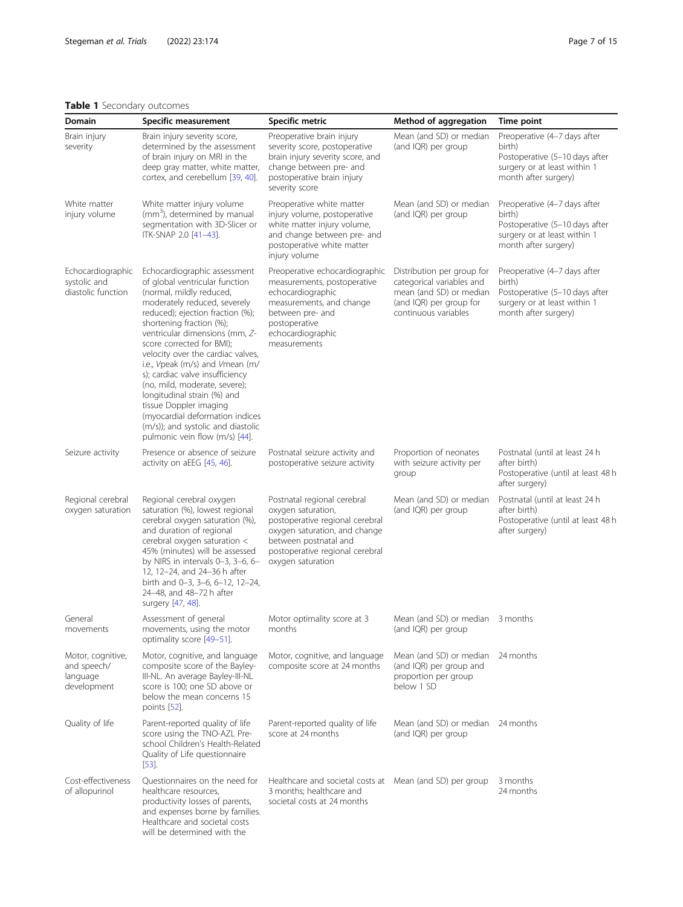**Table 1** Secondary outcomes

| Domain | Specific measurement | Specific metric | Method of aggregation | Time point |
|---|---|---|---|---|
| Brain injury severity | Brain injury severity score, determined by the assessment of brain injury on MRI in the deep gray matter, white matter, cortex, and cerebellum [39, 40]. | Preoperative brain injury severity score, postoperative brain injury severity score, and change between pre- and postoperative brain injury severity score | Mean (and SD) or median (and IQR) per group | Preoperative (4–7 days after birth)<br>Postoperative (5–10 days after surgery or at least within 1 month after surgery) |
| White matter injury volume | White matter injury volume ($mm^3$), determined by manual segmentation with 3D-Slicer or ITK-SNAP 2.0 [41–43]. | Preoperative white matter injury volume, postoperative white matter injury volume, and change between pre- and postoperative white matter injury volume | Mean (and SD) or median (and IQR) per group | Preoperative (4–7 days after birth)<br>Postoperative (5–10 days after surgery or at least within 1 month after surgery) |
| Echocardiographic systolic and diastolic function | Echocardiographic assessment of global ventricular function (normal, mildly reduced, moderately reduced, severely reduced); ejection fraction (%); shortening fraction (%); ventricular dimensions (mm, *Z*-score corrected for BMI); velocity over the cardiac valves, i.e., *V*peak (m/s) and *V*mean (m/s); cardiac valve insufficiency (no, mild, moderate, severe); longitudinal strain (%) and tissue Doppler imaging (myocardial deformation indices (m/s)); and systolic and diastolic pulmonic vein flow (m/s) [44]. | Preoperative echocardiographic measurements, postoperative echocardiographic measurements, and change between pre- and postoperative echocardiographic measurements | Distribution per group for categorical variables and mean (and SD) or median (and IQR) per group for continuous variables | Preoperative (4–7 days after birth)<br>Postoperative (5–10 days after surgery or at least within 1 month after surgery) |
| Seizure activity | Presence or absence of seizure activity on aEEG [45, 46]. | Postnatal seizure activity and postoperative seizure activity | Proportion of neonates with seizure activity per group | Postnatal (until at least 24 h after birth)<br>Postoperative (until at least 48 h after surgery) |
| Regional cerebral oxygen saturation | Regional cerebral oxygen saturation (%), lowest regional cerebral oxygen saturation (%), and duration of regional cerebral oxygen saturation < 45% (minutes) will be assessed by NIRS in intervals 0–3, 3–6, 6–12, 12–24, and 24–36 h after birth and 0–3, 3–6, 6–12, 12–24, 24–48, and 48–72 h after surgery [47, 48]. | Postnatal regional cerebral oxygen saturation, postoperative regional cerebral oxygen saturation, and change between postnatal and postoperative regional cerebral oxygen saturation | Mean (and SD) or median (and IQR) per group | Postnatal (until at least 24 h after birth)<br>Postoperative (until at least 48 h after surgery) |
| General movements | Assessment of general movements, using the motor optimality score [49–51]. | Motor optimality score at 3 months | Mean (and SD) or median (and IQR) per group | 3 months |
| Motor, cognitive, and speech/ language development | Motor, cognitive, and language composite score of the Bayley-III-NL. An average Bayley-III-NL score is 100; one SD above or below the mean concerns 15 points [52]. | Motor, cognitive, and language composite score at 24 months | Mean (and SD) or median (and IQR) per group and proportion per group below 1 SD | 24 months |
| Quality of life | Parent-reported quality of life score using the TNO-AZL Pre-school Children's Health-Related Quality of Life questionnaire [53]. | Parent-reported quality of life score at 24 months | Mean (and SD) or median (and IQR) per group | 24 months |
| Cost-effectiveness of allopurinol | Questionnaires on the need for healthcare resources, productivity losses of parents, and expenses borne by families. Healthcare and societal costs will be determined with the | Healthcare and societal costs at 3 months; healthcare and societal costs at 24 months | Mean (and SD) per group | 3 months<br>24 months |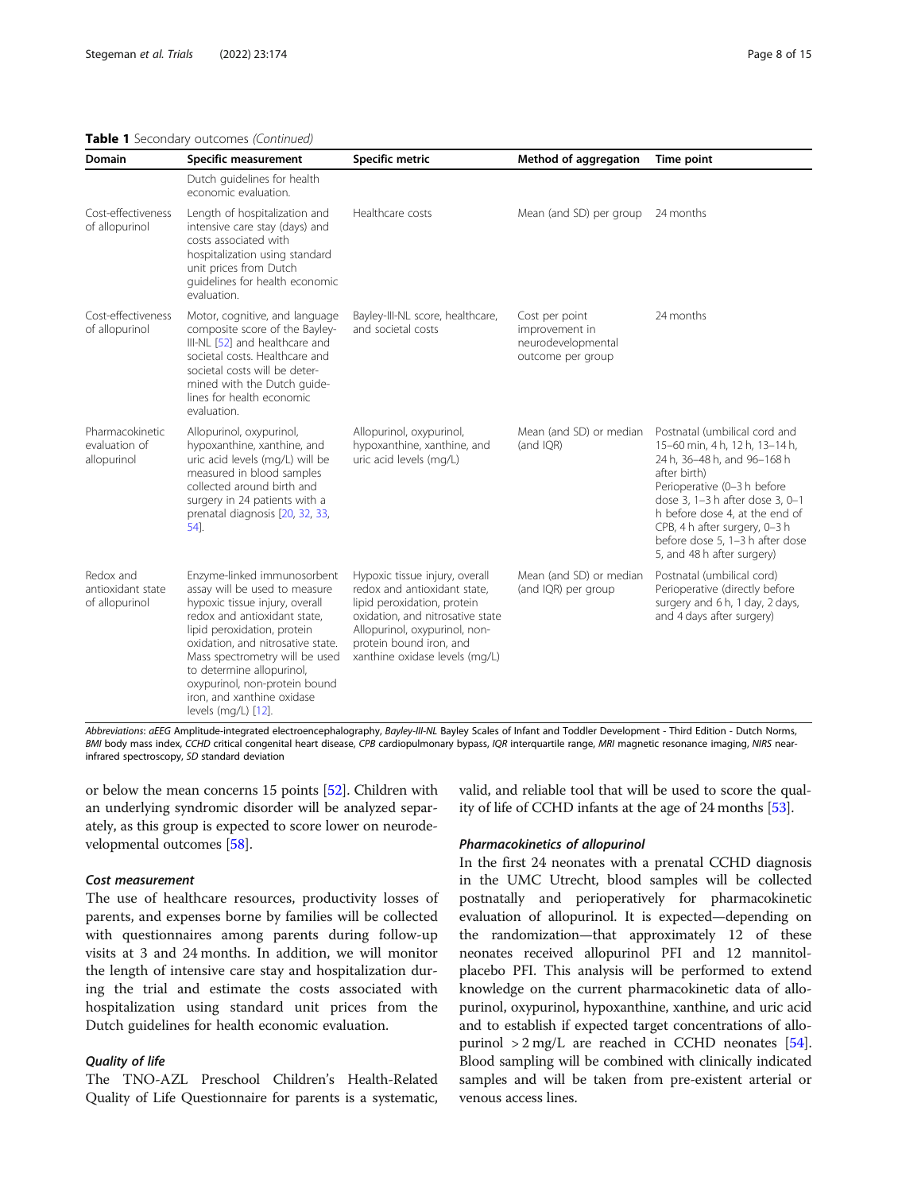**Table 1** Secondary outcomes *(Continued)*

| Domain | Specific measurement | Specific metric | Method of aggregation | Time point |
|---|---|---|---|---|
| | Dutch guidelines for health economic evaluation. | | | |
| Cost-effectiveness of allopurinol | Length of hospitalization and intensive care stay (days) and costs associated with hospitalization using standard unit prices from Dutch guidelines for health economic evaluation. | Healthcare costs | Mean (and SD) per group | 24 months |
| Cost-effectiveness of allopurinol | Motor, cognitive, and language composite score of the Bayley-III-NL [52] and healthcare and societal costs. Healthcare and societal costs will be determined with the Dutch guidelines for health economic evaluation. | Bayley-III-NL score, healthcare, and societal costs | Cost per point improvement in neurodevelopmental outcome per group | 24 months |
| Pharmacokinetic evaluation of allopurinol | Allopurinol, oxypurinol, hypoxanthine, xanthine, and uric acid levels (mg/L) will be measured in blood samples collected around birth and surgery in 24 patients with a prenatal diagnosis [20, 32, 33, 54]. | Allopurinol, oxypurinol, hypoxanthine, xanthine, and uric acid levels (mg/L) | Mean (and SD) or median (and IQR) | Postnatal (umbilical cord and 15–60 min, 4 h, 12 h, 13–14 h, 24 h, 36–48 h, and 96–168 h after birth) Perioperative (0–3 h before dose 3, 1–3 h after dose 3, 0–1 h before dose 4, at the end of CPB, 4 h after surgery, 0–3 h before dose 5, 1–3 h after dose 5, and 48 h after surgery) |
| Redox and antioxidant state of allopurinol | Enzyme-linked immunosorbent assay will be used to measure hypoxic tissue injury, overall redox and antioxidant state, lipid peroxidation, protein oxidation, and nitrosative state. Mass spectrometry will be used to determine allopurinol, oxypurinol, non-protein bound iron, and xanthine oxidase levels (mg/L) [12]. | Hypoxic tissue injury, overall redox and antioxidant state, lipid peroxidation, protein oxidation, and nitrosative state Allopurinol, oxypurinol, non-protein bound iron, and xanthine oxidase levels (mg/L) | Mean (and SD) or median (and IQR) per group | Postnatal (umbilical cord) Perioperative (directly before surgery and 6 h, 1 day, 2 days, and 4 days after surgery) |

*Abbreviations*: *aEEG* Amplitude-integrated electroencephalography, *Bayley-III-NL* Bayley Scales of Infant and Toddler Development - Third Edition - Dutch Norms, *BMI* body mass index, *CCHD* critical congenital heart disease, *CPB* cardiopulmonary bypass, *IQR* interquartile range, *MRI* magnetic resonance imaging, *NIRS* near-infrared spectroscopy, *SD* standard deviation

or below the mean concerns 15 points [52]. Children with an underlying syndromic disorder will be analyzed separately, as this group is expected to score lower on neurodevelopmental outcomes [58].

#### Cost measurement

The use of healthcare resources, productivity losses of parents, and expenses borne by families will be collected with questionnaires among parents during follow-up visits at 3 and 24 months. In addition, we will monitor the length of intensive care stay and hospitalization during the trial and estimate the costs associated with hospitalization using standard unit prices from the Dutch guidelines for health economic evaluation.

#### Quality of life

The TNO-AZL Preschool Children's Health-Related Quality of Life Questionnaire for parents is a systematic, valid, and reliable tool that will be used to score the quality of life of CCHD infants at the age of 24 months [53].

#### Pharmacokinetics of allopurinol

In the first 24 neonates with a prenatal CCHD diagnosis in the UMC Utrecht, blood samples will be collected postnatally and perioperatively for pharmacokinetic evaluation of allopurinol. It is expected—depending on the randomization—that approximately 12 of these neonates received allopurinol PFI and 12 mannitol-placebo PFI. This analysis will be performed to extend knowledge on the current pharmacokinetic data of allopurinol, oxypurinol, hypoxanthine, xanthine, and uric acid and to establish if expected target concentrations of allopurinol $> 2$ mg/L are reached in CCHD neonates [54]. Blood sampling will be combined with clinically indicated samples and will be taken from pre-existent arterial or venous access lines.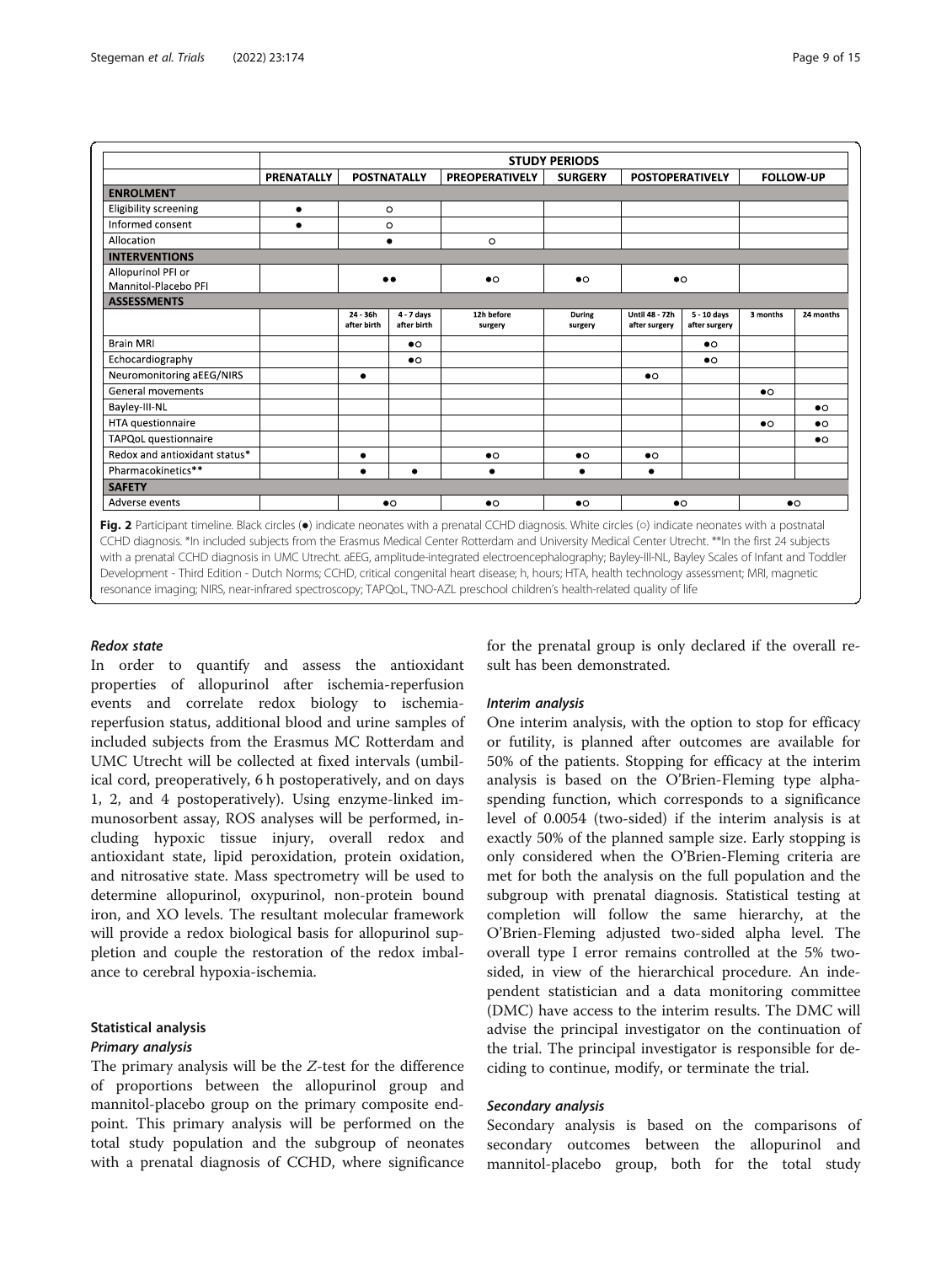| | STUDY PERIODS | | | | | | | | |
|---|---|---|---|---|---|---|---|---|---|
| | PRENATALLY | POSTNATALLY | | PREOPERATIVELY | SURGERY | POSTOPERATIVELY | | FOLLOW-UP | |
| **ENROLMENT** | | | | | | | | | |
| Eligibility screening | ● | ○ | | | | | | | |
| Informed consent | ● | ○ | | | | | | | |
| Allocation | | ● | | ○ | | | | | |
| **INTERVENTIONS** | | | | | | | | | |
| Allopurinol PFI or Mannitol-Placebo PFI | | ●● | | ●○ | ●○ | ●○ | | | |
| **ASSESSMENTS** | | | | | | | | | |
| | | 24 - 36h after birth | 4 - 7 days after birth | 12h before surgery | During surgery | Until 48 - 72h after surgery | 5 - 10 days after surgery | 3 months | 24 months |
| Brain MRI | | | ●○ | | | | ●○ | | |
| Echocardiography | | | ●○ | | | | ●○ | | |
| Neuromonitoring aEEG/NIRS | | ● | | | | ●○ | | | |
| General movements | | | | | | | | ●○ | |
| Bayley-III-NL | | | | | | | | | ●○ |
| HTA questionnaire | | | | | | | | ●○ | ●○ |
| TAPQoL questionnaire | | | | | | | | | ●○ |
| Redox and antioxidant status* | | ● | | ●○ | ●○ | ●○ | | | |
| Pharmacokinetics** | | ● | ● | ● | ● | ● | | | |
| **SAFETY** | | | | | | | | | |
| Adverse events | | ●○ | | ●○ | ●○ | ●○ | | ●○ | |

**Fig. 2** Participant timeline. Black circles (●) indicate neonates with a prenatal CCHD diagnosis. White circles (○) indicate neonates with a postnatal CCHD diagnosis. *In included subjects from the Erasmus Medical Center Rotterdam and University Medical Center Utrecht. **In the first 24 subjects with a prenatal CCHD diagnosis in UMC Utrecht. aEEG, amplitude-integrated electroencephalography; Bayley-III-NL, Bayley Scales of Infant and Toddler Development - Third Edition - Dutch Norms; CCHD, critical congenital heart disease; h, hours; HTA, health technology assessment; MRI, magnetic resonance imaging; NIRS, near-infrared spectroscopy; TAPQoL, TNO-AZL preschool children's health-related quality of life

#### *Redox state*

In order to quantify and assess the antioxidant properties of allopurinol after ischemia-reperfusion events and correlate redox biology to ischemia-reperfusion status, additional blood and urine samples of included subjects from the Erasmus MC Rotterdam and UMC Utrecht will be collected at fixed intervals (umbilical cord, preoperatively, 6 h postoperatively, and on days 1, 2, and 4 postoperatively). Using enzyme-linked immunosorbent assay, ROS analyses will be performed, including hypoxic tissue injury, overall redox and antioxidant state, lipid peroxidation, protein oxidation, and nitrosative state. Mass spectrometry will be used to determine allopurinol, oxypurinol, non-protein bound iron, and XO levels. The resultant molecular framework will provide a redox biological basis for allopurinol suppletion and couple the restoration of the redox imbalance to cerebral hypoxia-ischemia.

### Statistical analysis

#### *Primary analysis*

The primary analysis will be the $Z$-test for the difference of proportions between the allopurinol group and mannitol-placebo group on the primary composite endpoint. This primary analysis will be performed on the total study population and the subgroup of neonates with a prenatal diagnosis of CCHD, where significance for the prenatal group is only declared if the overall result has been demonstrated.

#### *Interim analysis*

One interim analysis, with the option to stop for efficacy or futility, is planned after outcomes are available for 50% of the patients. Stopping for efficacy at the interim analysis is based on the O'Brien-Fleming type alpha-spending function, which corresponds to a significance level of 0.0054 (two-sided) if the interim analysis is at exactly 50% of the planned sample size. Early stopping is only considered when the O'Brien-Fleming criteria are met for both the analysis on the full population and the subgroup with prenatal diagnosis. Statistical testing at completion will follow the same hierarchy, at the O'Brien-Fleming adjusted two-sided alpha level. The overall type I error remains controlled at the 5% two-sided, in view of the hierarchical procedure. An independent statistician and a data monitoring committee (DMC) have access to the interim results. The DMC will advise the principal investigator on the continuation of the trial. The principal investigator is responsible for deciding to continue, modify, or terminate the trial.

#### *Secondary analysis*

Secondary analysis is based on the comparisons of secondary outcomes between the allopurinol and mannitol-placebo group, both for the total study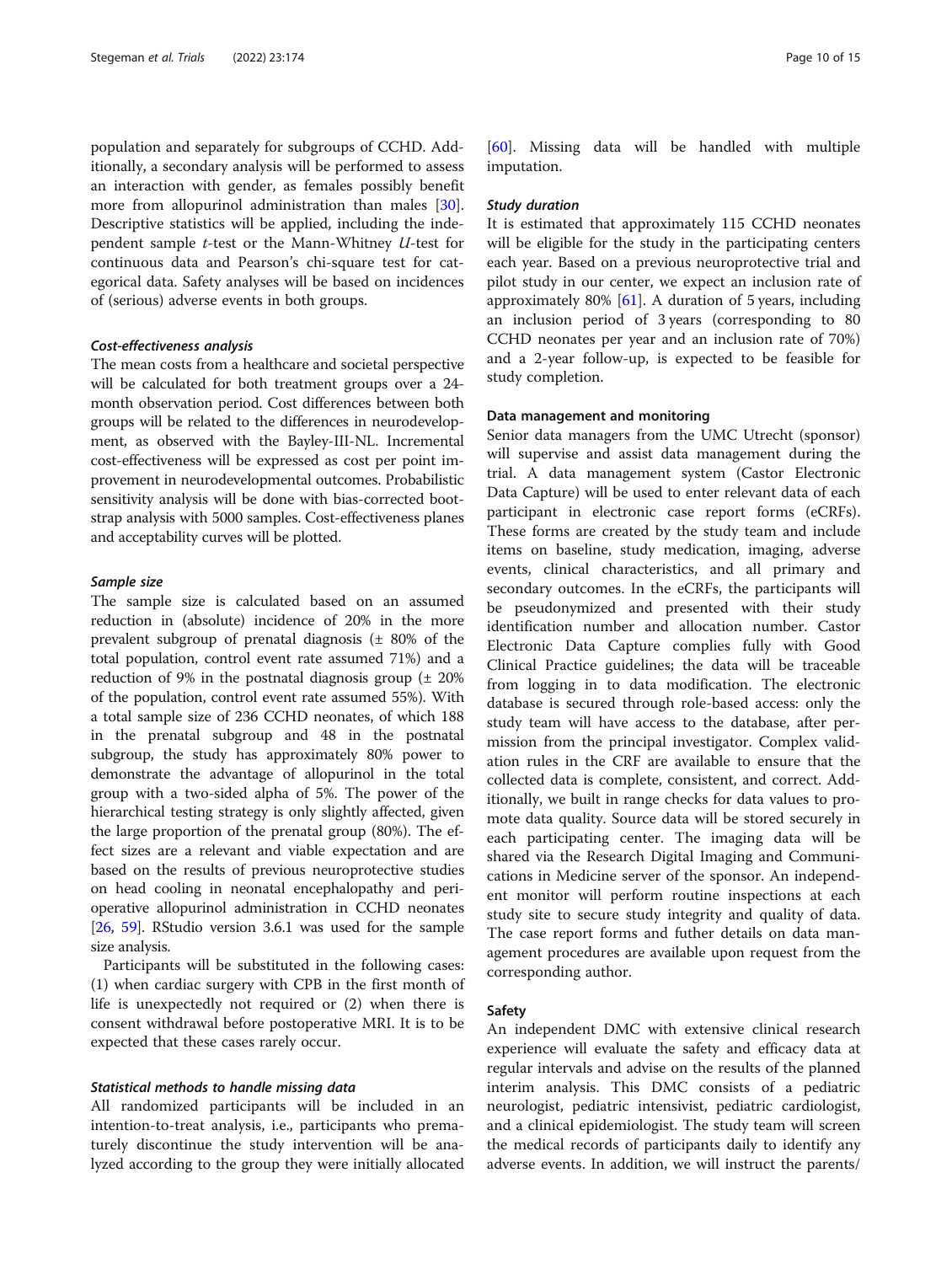population and separately for subgroups of CCHD. Additionally, a secondary analysis will be performed to assess an interaction with gender, as females possibly benefit more from allopurinol administration than males [30]. Descriptive statistics will be applied, including the independent sample *t*-test or the Mann-Whitney *U*-test for continuous data and Pearson's chi-square test for categorical data. Safety analyses will be based on incidences of (serious) adverse events in both groups.

#### Cost-effectiveness analysis

The mean costs from a healthcare and societal perspective will be calculated for both treatment groups over a 24-month observation period. Cost differences between both groups will be related to the differences in neurodevelopment, as observed with the Bayley-III-NL. Incremental cost-effectiveness will be expressed as cost per point improvement in neurodevelopmental outcomes. Probabilistic sensitivity analysis will be done with bias-corrected bootstrap analysis with 5000 samples. Cost-effectiveness planes and acceptability curves will be plotted.

#### Sample size

The sample size is calculated based on an assumed reduction in (absolute) incidence of 20% in the more prevalent subgroup of prenatal diagnosis (± 80% of the total population, control event rate assumed 71%) and a reduction of 9% in the postnatal diagnosis group (± 20% of the population, control event rate assumed 55%). With a total sample size of 236 CCHD neonates, of which 188 in the prenatal subgroup and 48 in the postnatal subgroup, the study has approximately 80% power to demonstrate the advantage of allopurinol in the total group with a two-sided alpha of 5%. The power of the hierarchical testing strategy is only slightly affected, given the large proportion of the prenatal group (80%). The effect sizes are a relevant and viable expectation and are based on the results of previous neuroprotective studies on head cooling in neonatal encephalopathy and perioperative allopurinol administration in CCHD neonates [26, 59]. RStudio version 3.6.1 was used for the sample size analysis.

Participants will be substituted in the following cases: (1) when cardiac surgery with CPB in the first month of life is unexpectedly not required or (2) when there is consent withdrawal before postoperative MRI. It is to be expected that these cases rarely occur.

#### Statistical methods to handle missing data

All randomized participants will be included in an intention-to-treat analysis, i.e., participants who prematurely discontinue the study intervention will be analyzed according to the group they were initially allocated [60]. Missing data will be handled with multiple imputation.

#### Study duration

It is estimated that approximately 115 CCHD neonates will be eligible for the study in the participating centers each year. Based on a previous neuroprotective trial and pilot study in our center, we expect an inclusion rate of approximately 80% [61]. A duration of 5 years, including an inclusion period of 3 years (corresponding to 80 CCHD neonates per year and an inclusion rate of 70%) and a 2-year follow-up, is expected to be feasible for study completion.

### Data management and monitoring

Senior data managers from the UMC Utrecht (sponsor) will supervise and assist data management during the trial. A data management system (Castor Electronic Data Capture) will be used to enter relevant data of each participant in electronic case report forms (eCRFs). These forms are created by the study team and include items on baseline, study medication, imaging, adverse events, clinical characteristics, and all primary and secondary outcomes. In the eCRFs, the participants will be pseudonymized and presented with their study identification number and allocation number. Castor Electronic Data Capture complies fully with Good Clinical Practice guidelines; the data will be traceable from logging in to data modification. The electronic database is secured through role-based access: only the study team will have access to the database, after permission from the principal investigator. Complex validation rules in the CRF are available to ensure that the collected data is complete, consistent, and correct. Additionally, we built in range checks for data values to promote data quality. Source data will be stored securely in each participating center. The imaging data will be shared via the Research Digital Imaging and Communications in Medicine server of the sponsor. An independent monitor will perform routine inspections at each study site to secure study integrity and quality of data. The case report forms and futher details on data management procedures are available upon request from the corresponding author.

### Safety

An independent DMC with extensive clinical research experience will evaluate the safety and efficacy data at regular intervals and advise on the results of the planned interim analysis. This DMC consists of a pediatric neurologist, pediatric intensivist, pediatric cardiologist, and a clinical epidemiologist. The study team will screen the medical records of participants daily to identify any adverse events. In addition, we will instruct the parents/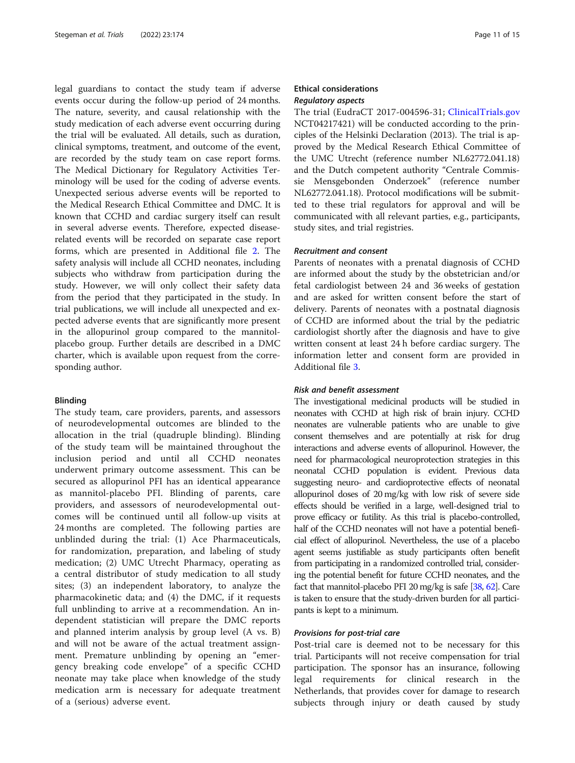legal guardians to contact the study team if adverse events occur during the follow-up period of 24 months. The nature, severity, and causal relationship with the study medication of each adverse event occurring during the trial will be evaluated. All details, such as duration, clinical symptoms, treatment, and outcome of the event, are recorded by the study team on case report forms. The Medical Dictionary for Regulatory Activities Terminology will be used for the coding of adverse events. Unexpected serious adverse events will be reported to the Medical Research Ethical Committee and DMC. It is known that CCHD and cardiac surgery itself can result in several adverse events. Therefore, expected disease-related events will be recorded on separate case report forms, which are presented in Additional file 2. The safety analysis will include all CCHD neonates, including subjects who withdraw from participation during the study. However, we will only collect their safety data from the period that they participated in the study. In trial publications, we will include all unexpected and expected adverse events that are significantly more present in the allopurinol group compared to the mannitol-placebo group. Further details are described in a DMC charter, which is available upon request from the corresponding author.

#### Blinding

The study team, care providers, parents, and assessors of neurodevelopmental outcomes are blinded to the allocation in the trial (quadruple blinding). Blinding of the study team will be maintained throughout the inclusion period and until all CCHD neonates underwent primary outcome assessment. This can be secured as allopurinol PFI has an identical appearance as mannitol-placebo PFI. Blinding of parents, care providers, and assessors of neurodevelopmental outcomes will be continued until all follow-up visits at 24 months are completed. The following parties are unblinded during the trial: (1) Ace Pharmaceuticals, for randomization, preparation, and labeling of study medication; (2) UMC Utrecht Pharmacy, operating as a central distributor of study medication to all study sites; (3) an independent laboratory, to analyze the pharmacokinetic data; and (4) the DMC, if it requests full unblinding to arrive at a recommendation. An independent statistician will prepare the DMC reports and planned interim analysis by group level (A vs. B) and will not be aware of the actual treatment assignment. Premature unblinding by opening an "emergency breaking code envelope" of a specific CCHD neonate may take place when knowledge of the study medication arm is necessary for adequate treatment of a (serious) adverse event.

### Ethical considerations

#### *Regulatory aspects*

The trial (EudraCT 2017-004596-31; ClinicalTrials.gov NCT04217421) will be conducted according to the principles of the Helsinki Declaration (2013). The trial is approved by the Medical Research Ethical Committee of the UMC Utrecht (reference number NL62772.041.18) and the Dutch competent authority "Centrale Commissie Mensgebonden Onderzoek" (reference number NL62772.041.18). Protocol modifications will be submitted to these trial regulators for approval and will be communicated with all relevant parties, e.g., participants, study sites, and trial registries.

#### *Recruitment and consent*

Parents of neonates with a prenatal diagnosis of CCHD are informed about the study by the obstetrician and/or fetal cardiologist between 24 and 36 weeks of gestation and are asked for written consent before the start of delivery. Parents of neonates with a postnatal diagnosis of CCHD are informed about the trial by the pediatric cardiologist shortly after the diagnosis and have to give written consent at least 24 h before cardiac surgery. The information letter and consent form are provided in Additional file 3.

#### *Risk and benefit assessment*

The investigational medicinal products will be studied in neonates with CCHD at high risk of brain injury. CCHD neonates are vulnerable patients who are unable to give consent themselves and are potentially at risk for drug interactions and adverse events of allopurinol. However, the need for pharmacological neuroprotection strategies in this neonatal CCHD population is evident. Previous data suggesting neuro- and cardioprotective effects of neonatal allopurinol doses of 20 mg/kg with low risk of severe side effects should be verified in a large, well-designed trial to prove efficacy or futility. As this trial is placebo-controlled, half of the CCHD neonates will not have a potential beneficial effect of allopurinol. Nevertheless, the use of a placebo agent seems justifiable as study participants often benefit from participating in a randomized controlled trial, considering the potential benefit for future CCHD neonates, and the fact that mannitol-placebo PFI 20 mg/kg is safe [38, 62]. Care is taken to ensure that the study-driven burden for all participants is kept to a minimum.

#### *Provisions for post-trial care*

Post-trial care is deemed not to be necessary for this trial. Participants will not receive compensation for trial participation. The sponsor has an insurance, following legal requirements for clinical research in the Netherlands, that provides cover for damage to research subjects through injury or death caused by study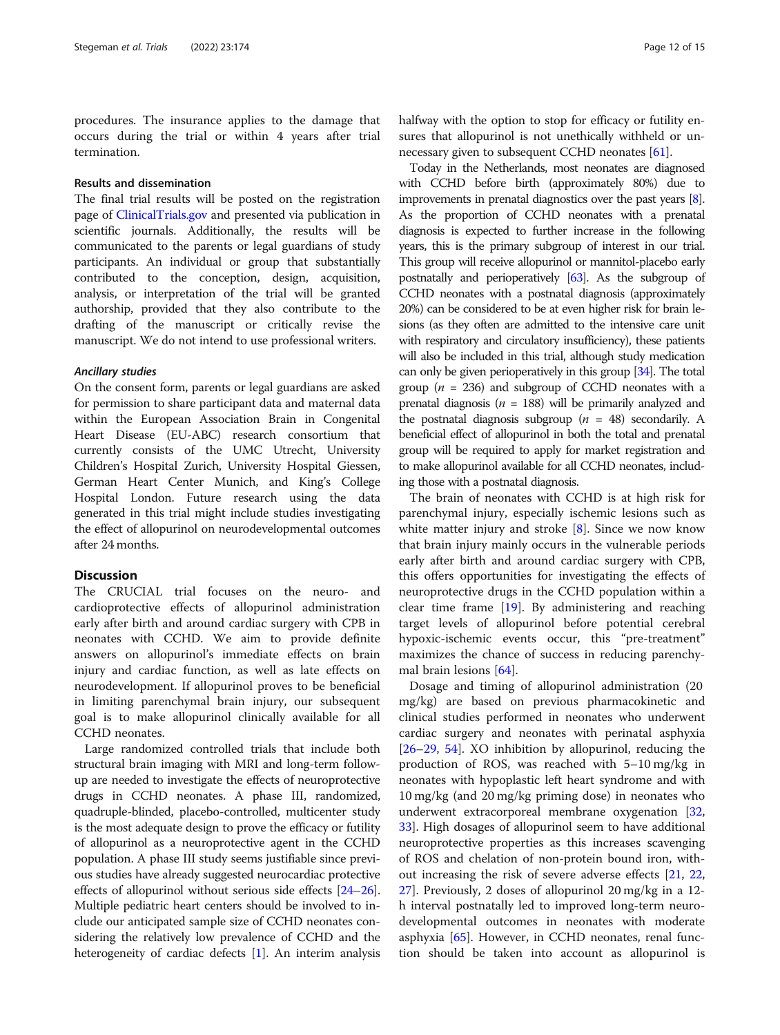procedures. The insurance applies to the damage that occurs during the trial or within 4 years after trial termination.

### Results and dissemination

The final trial results will be posted on the registration page of ClinicalTrials.gov and presented via publication in scientific journals. Additionally, the results will be communicated to the parents or legal guardians of study participants. An individual or group that substantially contributed to the conception, design, acquisition, analysis, or interpretation of the trial will be granted authorship, provided that they also contribute to the drafting of the manuscript or critically revise the manuscript. We do not intend to use professional writers.

#### *Ancillary studies*

On the consent form, parents or legal guardians are asked for permission to share participant data and maternal data within the European Association Brain in Congenital Heart Disease (EU-ABC) research consortium that currently consists of the UMC Utrecht, University Children's Hospital Zurich, University Hospital Giessen, German Heart Center Munich, and King's College Hospital London. Future research using the data generated in this trial might include studies investigating the effect of allopurinol on neurodevelopmental outcomes after 24 months.

## Discussion

The CRUCIAL trial focuses on the neuro- and cardioprotective effects of allopurinol administration early after birth and around cardiac surgery with CPB in neonates with CCHD. We aim to provide definite answers on allopurinol's immediate effects on brain injury and cardiac function, as well as late effects on neurodevelopment. If allopurinol proves to be beneficial in limiting parenchymal brain injury, our subsequent goal is to make allopurinol clinically available for all CCHD neonates.

Large randomized controlled trials that include both structural brain imaging with MRI and long-term follow-up are needed to investigate the effects of neuroprotective drugs in CCHD neonates. A phase III, randomized, quadruple-blinded, placebo-controlled, multicenter study is the most adequate design to prove the efficacy or futility of allopurinol as a neuroprotective agent in the CCHD population. A phase III study seems justifiable since previous studies have already suggested neurocardiac protective effects of allopurinol without serious side effects [24–26]. Multiple pediatric heart centers should be involved to include our anticipated sample size of CCHD neonates considering the relatively low prevalence of CCHD and the heterogeneity of cardiac defects [1]. An interim analysis halfway with the option to stop for efficacy or futility ensures that allopurinol is not unethically withheld or unnecessary given to subsequent CCHD neonates [61].

Today in the Netherlands, most neonates are diagnosed with CCHD before birth (approximately 80%) due to improvements in prenatal diagnostics over the past years [8]. As the proportion of CCHD neonates with a prenatal diagnosis is expected to further increase in the following years, this is the primary subgroup of interest in our trial. This group will receive allopurinol or mannitol-placebo early postnatally and perioperatively [63]. As the subgroup of CCHD neonates with a postnatal diagnosis (approximately 20%) can be considered to be at even higher risk for brain lesions (as they often are admitted to the intensive care unit with respiratory and circulatory insufficiency), these patients will also be included in this trial, although study medication can only be given perioperatively in this group [34]. The total group ($n$ = 236) and subgroup of CCHD neonates with a prenatal diagnosis ($n$ = 188) will be primarily analyzed and the postnatal diagnosis subgroup ($n$ = 48) secondarily. A beneficial effect of allopurinol in both the total and prenatal group will be required to apply for market registration and to make allopurinol available for all CCHD neonates, including those with a postnatal diagnosis.

The brain of neonates with CCHD is at high risk for parenchymal injury, especially ischemic lesions such as white matter injury and stroke [8]. Since we now know that brain injury mainly occurs in the vulnerable periods early after birth and around cardiac surgery with CPB, this offers opportunities for investigating the effects of neuroprotective drugs in the CCHD population within a clear time frame [19]. By administering and reaching target levels of allopurinol before potential cerebral hypoxic-ischemic events occur, this "pre-treatment" maximizes the chance of success in reducing parenchymal brain lesions [64].

Dosage and timing of allopurinol administration (20 mg/kg) are based on previous pharmacokinetic and clinical studies performed in neonates who underwent cardiac surgery and neonates with perinatal asphyxia [26–29, 54]. XO inhibition by allopurinol, reducing the production of ROS, was reached with 5–10 mg/kg in neonates with hypoplastic left heart syndrome and with 10 mg/kg (and 20 mg/kg priming dose) in neonates who underwent extracorporeal membrane oxygenation [32, 33]. High dosages of allopurinol seem to have additional neuroprotective properties as this increases scavenging of ROS and chelation of non-protein bound iron, without increasing the risk of severe adverse effects [21, 22, 27]. Previously, 2 doses of allopurinol 20 mg/kg in a 12-h interval postnatally led to improved long-term neurodevelopmental outcomes in neonates with moderate asphyxia [65]. However, in CCHD neonates, renal function should be taken into account as allopurinol is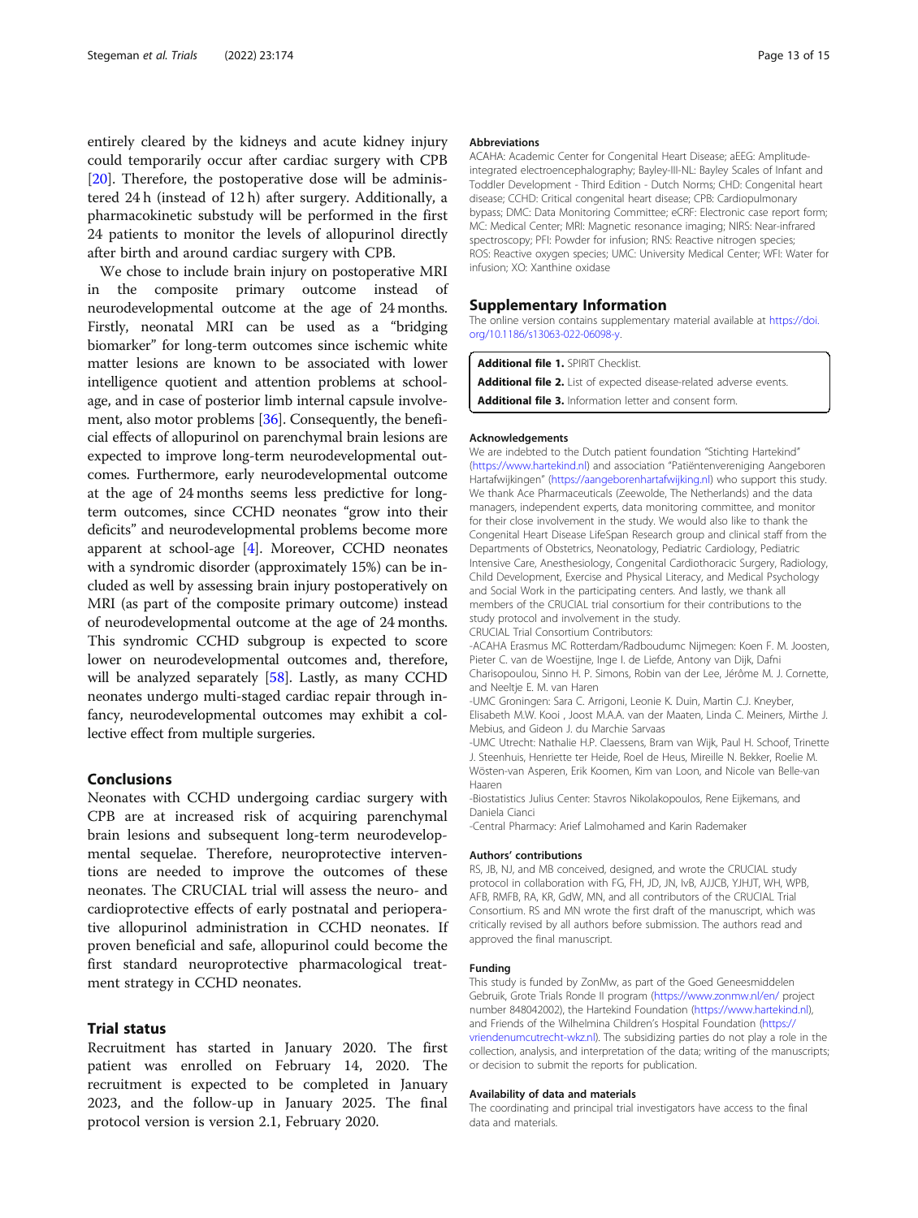entirely cleared by the kidneys and acute kidney injury could temporarily occur after cardiac surgery with CPB [20]. Therefore, the postoperative dose will be administered 24 h (instead of 12 h) after surgery. Additionally, a pharmacokinetic substudy will be performed in the first 24 patients to monitor the levels of allopurinol directly after birth and around cardiac surgery with CPB.

We chose to include brain injury on postoperative MRI in the composite primary outcome instead of neurodevelopmental outcome at the age of 24 months. Firstly, neonatal MRI can be used as a "bridging biomarker" for long-term outcomes since ischemic white matter lesions are known to be associated with lower intelligence quotient and attention problems at school-age, and in case of posterior limb internal capsule involvement, also motor problems [36]. Consequently, the beneficial effects of allopurinol on parenchymal brain lesions are expected to improve long-term neurodevelopmental outcomes. Furthermore, early neurodevelopmental outcome at the age of 24 months seems less predictive for long-term outcomes, since CCHD neonates "grow into their deficits" and neurodevelopmental problems become more apparent at school-age [4]. Moreover, CCHD neonates with a syndromic disorder (approximately 15%) can be included as well by assessing brain injury postoperatively on MRI (as part of the composite primary outcome) instead of neurodevelopmental outcome at the age of 24 months. This syndromic CCHD subgroup is expected to score lower on neurodevelopmental outcomes and, therefore, will be analyzed separately [58]. Lastly, as many CCHD neonates undergo multi-staged cardiac repair through infancy, neurodevelopmental outcomes may exhibit a collective effect from multiple surgeries.

## Conclusions

Neonates with CCHD undergoing cardiac surgery with CPB are at increased risk of acquiring parenchymal brain lesions and subsequent long-term neurodevelopmental sequelae. Therefore, neuroprotective interventions are needed to improve the outcomes of these neonates. The CRUCIAL trial will assess the neuro- and cardioprotective effects of early postnatal and perioperative allopurinol administration in CCHD neonates. If proven beneficial and safe, allopurinol could become the first standard neuroprotective pharmacological treatment strategy in CCHD neonates.

## Trial status

Recruitment has started in January 2020. The first patient was enrolled on February 14, 2020. The recruitment is expected to be completed in January 2023, and the follow-up in January 2025. The final protocol version is version 2.1, February 2020.

#### Abbreviations

ACAHA: Academic Center for Congenital Heart Disease; aEEG: Amplitude-integrated electroencephalography; Bayley-III-NL: Bayley Scales of Infant and Toddler Development - Third Edition - Dutch Norms; CHD: Congenital heart disease; CCHD: Critical congenital heart disease; CPB: Cardiopulmonary bypass; DMC: Data Monitoring Committee; eCRF: Electronic case report form; MC: Medical Center; MRI: Magnetic resonance imaging; NIRS: Near-infrared spectroscopy; PFI: Powder for infusion; RNS: Reactive nitrogen species; ROS: Reactive oxygen species; UMC: University Medical Center; WFI: Water for infusion; XO: Xanthine oxidase

## Supplementary Information

The online version contains supplementary material available at https://doi.org/10.1186/s13063-022-06098-y.

**Additional file 1.** SPIRIT Checklist.

**Additional file 2.** List of expected disease-related adverse events.

**Additional file 3.** Information letter and consent form.

#### Acknowledgements

We are indebted to the Dutch patient foundation "Stichting Hartekind" (https://www.hartekind.nl) and association "Patiëntenvereniging Aangeboren Hartafwijkingen" (https://aangeborenhartafwijking.nl) who support this study. We thank Ace Pharmaceuticals (Zeewolde, The Netherlands) and the data managers, independent experts, data monitoring committee, and monitor for their close involvement in the study. We would also like to thank the Congenital Heart Disease LifeSpan Research group and clinical staff from the Departments of Obstetrics, Neonatology, Pediatric Cardiology, Pediatric Intensive Care, Anesthesiology, Congenital Cardiothoracic Surgery, Radiology, Child Development, Exercise and Physical Literacy, and Medical Psychology and Social Work in the participating centers. And lastly, we thank all members of the CRUCIAL trial consortium for their contributions to the study protocol and involvement in the study.

CRUCIAL Trial Consortium Contributors:

-ACAHA Erasmus MC Rotterdam/Radboudumc Nijmegen: Koen F. M. Joosten, Pieter C. van de Woestijne, Inge I. de Liefde, Antony van Dijk, Dafni Charisopoulou, Sinno H. P. Simons, Robin van der Lee, Jérôme M. J. Cornette, and Neeltje E. M. van Haren

-UMC Groningen: Sara C. Arrigoni, Leonie K. Duin, Martin C.J. Kneyber, Elisabeth M.W. Kooi , Joost M.A.A. van der Maaten, Linda C. Meiners, Mirthe J. Mebius, and Gideon J. du Marchie Sarvaas

-UMC Utrecht: Nathalie H.P. Claessens, Bram van Wijk, Paul H. Schoof, Trinette J. Steenhuis, Henriette ter Heide, Roel de Heus, Mireille N. Bekker, Roelie M. Wösten-van Asperen, Erik Koomen, Kim van Loon, and Nicole van Belle-van Haaren

-Biostatistics Julius Center: Stavros Nikolakopoulos, Rene Eijkemans, and Daniela Cianci

-Central Pharmacy: Arief Lalmohamed and Karin Rademaker

#### Authors' contributions

RS, JB, NJ, and MB conceived, designed, and wrote the CRUCIAL study protocol in collaboration with FG, FH, JD, JN, IvB, AJJCB, YJHJT, WH, WPB, AFB, RMFB, RA, KR, GdW, MN, and all contributors of the CRUCIAL Trial Consortium. RS and MN wrote the first draft of the manuscript, which was critically revised by all authors before submission. The authors read and approved the final manuscript.

#### Funding

This study is funded by ZonMw, as part of the Goed Geneesmiddelen Gebruik, Grote Trials Ronde II program (https://www.zonmw.nl/en/ project number 848042002), the Hartekind Foundation (https://www.hartekind.nl), and Friends of the Wilhelmina Children's Hospital Foundation (https://vriendenumcutrecht-wkz.nl). The subsidizing parties do not play a role in the collection, analysis, and interpretation of the data; writing of the manuscripts; or decision to submit the reports for publication.

#### Availability of data and materials

The coordinating and principal trial investigators have access to the final data and materials.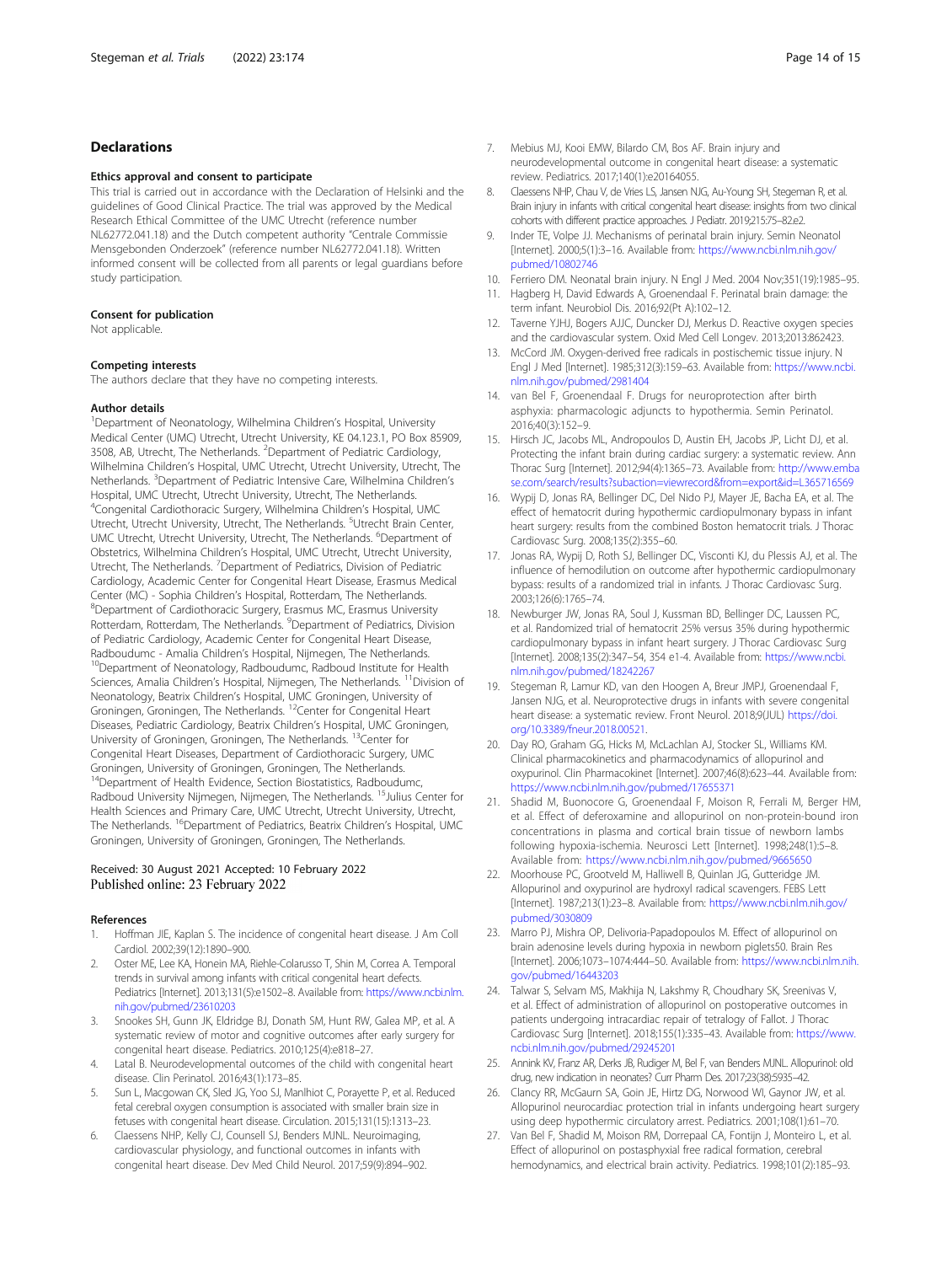## Declarations

### Ethics approval and consent to participate

This trial is carried out in accordance with the Declaration of Helsinki and the guidelines of Good Clinical Practice. The trial was approved by the Medical Research Ethical Committee of the UMC Utrecht (reference number NL62772.041.18) and the Dutch competent authority "Centrale Commissie Mensgebonden Onderzoek" (reference number NL62772.041.18). Written informed consent will be collected from all parents or legal guardians before study participation.

### Consent for publication

Not applicable.

### Competing interests

The authors declare that they have no competing interests.

### Author details

[1]Department of Neonatology, Wilhelmina Children's Hospital, University Medical Center (UMC) Utrecht, Utrecht University, KE 04.123.1, PO Box 85909, 3508, AB, Utrecht, The Netherlands. [2]Department of Pediatric Cardiology, Wilhelmina Children's Hospital, UMC Utrecht, Utrecht University, Utrecht, The Netherlands. [3]Department of Pediatric Intensive Care, Wilhelmina Children's Hospital, UMC Utrecht, Utrecht University, Utrecht, The Netherlands. [4]Congenital Cardiothoracic Surgery, Wilhelmina Children's Hospital, UMC Utrecht, Utrecht University, Utrecht, The Netherlands. [5]Utrecht Brain Center, UMC Utrecht, Utrecht University, Utrecht, The Netherlands. [6]Department of Obstetrics, Wilhelmina Children's Hospital, UMC Utrecht, Utrecht University, Utrecht, The Netherlands. [7]Department of Pediatrics, Division of Pediatric Cardiology, Academic Center for Congenital Heart Disease, Erasmus Medical Center (MC) - Sophia Children's Hospital, Rotterdam, The Netherlands. [8]Department of Cardiothoracic Surgery, Erasmus MC, Erasmus University Rotterdam, Rotterdam, The Netherlands. [9]Department of Pediatrics, Division of Pediatric Cardiology, Academic Center for Congenital Heart Disease, Radboudumc - Amalia Children's Hospital, Nijmegen, The Netherlands. [10]Department of Neonatology, Radboudumc, Radboud Institute for Health Sciences, Amalia Children's Hospital, Nijmegen, The Netherlands. [11]Division of Neonatology, Beatrix Children's Hospital, UMC Groningen, University of Groningen, Groningen, The Netherlands. [12]Center for Congenital Heart Diseases, Pediatric Cardiology, Beatrix Children's Hospital, UMC Groningen, University of Groningen, Groningen, The Netherlands. [13]Center for Congenital Heart Diseases, Department of Cardiothoracic Surgery, UMC Groningen, University of Groningen, Groningen, The Netherlands. [14]Department of Health Evidence, Section Biostatistics, Radboudumc, Radboud University Nijmegen, Nijmegen, The Netherlands. [15]Julius Center for Health Sciences and Primary Care, UMC Utrecht, Utrecht University, Utrecht, The Netherlands. [16]Department of Pediatrics, Beatrix Children's Hospital, UMC Groningen, University of Groningen, Groningen, The Netherlands.

Received: 30 August 2021 Accepted: 10 February 2022
Published online: 23 February 2022

### References

1. Hoffman JIE, Kaplan S. The incidence of congenital heart disease. J Am Coll Cardiol. 2002;39(12):1890–900.
2. Oster ME, Lee KA, Honein MA, Riehle-Colarusso T, Shin M, Correa A. Temporal trends in survival among infants with critical congenital heart defects. Pediatrics [Internet]. 2013;131(5):e1502–8. Available from: https://www.ncbi.nlm.nih.gov/pubmed/23610203
3. Snookes SH, Gunn JK, Eldridge BJ, Donath SM, Hunt RW, Galea MP, et al. A systematic review of motor and cognitive outcomes after early surgery for congenital heart disease. Pediatrics. 2010;125(4):e818–27.
4. Latal B. Neurodevelopmental outcomes of the child with congenital heart disease. Clin Perinatol. 2016;43(1):173–85.
5. Sun L, Macgowan CK, Sled JG, Yoo SJ, Manlhiot C, Porayette P, et al. Reduced fetal cerebral oxygen consumption is associated with smaller brain size in fetuses with congenital heart disease. Circulation. 2015;131(15):1313–23.
6. Claessens NHP, Kelly CJ, Counsell SJ, Benders MJNL. Neuroimaging, cardiovascular physiology, and functional outcomes in infants with congenital heart disease. Dev Med Child Neurol. 2017;59(9):894–902.
7. Mebius MJ, Kooi EMW, Bilardo CM, Bos AF. Brain injury and neurodevelopmental outcome in congenital heart disease: a systematic review. Pediatrics. 2017;140(1):e20164055.
8. Claessens NHP, Chau V, de Vries LS, Jansen NJG, Au-Young SH, Stegeman R, et al. Brain injury in infants with critical congenital heart disease: insights from two clinical cohorts with different practice approaches. J Pediatr. 2019;215:75–82.e2.
9. Inder TE, Volpe JJ. Mechanisms of perinatal brain injury. Semin Neonatol [Internet]. 2000;5(1):3–16. Available from: https://www.ncbi.nlm.nih.gov/pubmed/10802746
10. Ferriero DM. Neonatal brain injury. N Engl J Med. 2004 Nov;351(19):1985–95.
11. Hagberg H, David Edwards A, Groenendaal F. Perinatal brain damage: the term infant. Neurobiol Dis. 2016;92(Pt A):102–12.
12. Taverne YJHJ, Bogers AJJC, Duncker DJ, Merkus D. Reactive oxygen species and the cardiovascular system. Oxid Med Cell Longev. 2013;2013:862423.
13. McCord JM. Oxygen-derived free radicals in postischemic tissue injury. N Engl J Med [Internet]. 1985;312(3):159–63. Available from: https://www.ncbi.nlm.nih.gov/pubmed/2981404
14. van Bel F, Groenendaal F. Drugs for neuroprotection after birth asphyxia: pharmacologic adjuncts to hypothermia. Semin Perinatol. 2016;40(3):152–9.
15. Hirsch JC, Jacobs ML, Andropoulos D, Austin EH, Jacobs JP, Licht DJ, et al. Protecting the infant brain during cardiac surgery: a systematic review. Ann Thorac Surg [Internet]. 2012;94(4):1365–73. Available from: http://www.embase.com/search/results?subaction=viewrecord&from=export&id=L365716569
16. Wypij D, Jonas RA, Bellinger DC, Del Nido PJ, Mayer JE, Bacha EA, et al. The effect of hematocrit during hypothermic cardiopulmonary bypass in infant heart surgery: results from the combined Boston hematocrit trials. J Thorac Cardiovasc Surg. 2008;135(2):355–60.
17. Jonas RA, Wypij D, Roth SJ, Bellinger DC, Visconti KJ, du Plessis AJ, et al. The influence of hemodilution on outcome after hypothermic cardiopulmonary bypass: results of a randomized trial in infants. J Thorac Cardiovasc Surg. 2003;126(6):1765–74.
18. Newburger JW, Jonas RA, Soul J, Kussman BD, Bellinger DC, Laussen PC, et al. Randomized trial of hematocrit 25% versus 35% during hypothermic cardiopulmonary bypass in infant heart surgery. J Thorac Cardiovasc Surg [Internet]. 2008;135(2):347–54, 354 e1-4. Available from: https://www.ncbi.nlm.nih.gov/pubmed/18242267
19. Stegeman R, Lamur KD, van den Hoogen A, Breur JMPJ, Groenendaal F, Jansen NJG, et al. Neuroprotective drugs in infants with severe congenital heart disease: a systematic review. Front Neurol. 2018;9(JUL) https://doi.org/10.3389/fneur.2018.00521.
20. Day RO, Graham GG, Hicks M, McLachlan AJ, Stocker SL, Williams KM. Clinical pharmacokinetics and pharmacodynamics of allopurinol and oxypurinol. Clin Pharmacokinet [Internet]. 2007;46(8):623–44. Available from: https://www.ncbi.nlm.nih.gov/pubmed/17655371
21. Shadid M, Buonocore G, Groenendaal F, Moison R, Ferrali M, Berger HM, et al. Effect of deferoxamine and allopurinol on non-protein-bound iron concentrations in plasma and cortical brain tissue of newborn lambs following hypoxia-ischemia. Neurosci Lett [Internet]. 1998;248(1):5–8. Available from: https://www.ncbi.nlm.nih.gov/pubmed/9665650
22. Moorhouse PC, Grootveld M, Halliwell B, Quinlan JG, Gutteridge JM. Allopurinol and oxypurinol are hydroxyl radical scavengers. FEBS Lett [Internet]. 1987;213(1):23–8. Available from: https://www.ncbi.nlm.nih.gov/pubmed/3030809
23. Marro PJ, Mishra OP, Delivoria-Papadopoulos M. Effect of allopurinol on brain adenosine levels during hypoxia in newborn piglets50. Brain Res [Internet]. 2006;1073–1074:444–50. Available from: https://www.ncbi.nlm.nih.gov/pubmed/16443203
24. Talwar S, Selvam MS, Makhija N, Lakshmy R, Choudhary SK, Sreenivas V, et al. Effect of administration of allopurinol on postoperative outcomes in patients undergoing intracardiac repair of tetralogy of Fallot. J Thorac Cardiovasc Surg [Internet]. 2018;155(1):335–43. Available from: https://www.ncbi.nlm.nih.gov/pubmed/29245201
25. Annink KV, Franz AR, Derks JB, Rudiger M, Bel F, van Benders MJNL. Allopurinol: old drug, new indication in neonates? Curr Pharm Des. 2017;23(38):5935–42.
26. Clancy RR, McGaurn SA, Goin JE, Hirtz DG, Norwood WI, Gaynor JW, et al. Allopurinol neurocardiac protection trial in infants undergoing heart surgery using deep hypothermic circulatory arrest. Pediatrics. 2001;108(1):61–70.
27. Van Bel F, Shadid M, Moison RM, Dorrepaal CA, Fontijn J, Monteiro L, et al. Effect of allopurinol on postasphyxial free radical formation, cerebral hemodynamics, and electrical brain activity. Pediatrics. 1998;101(2):185–93.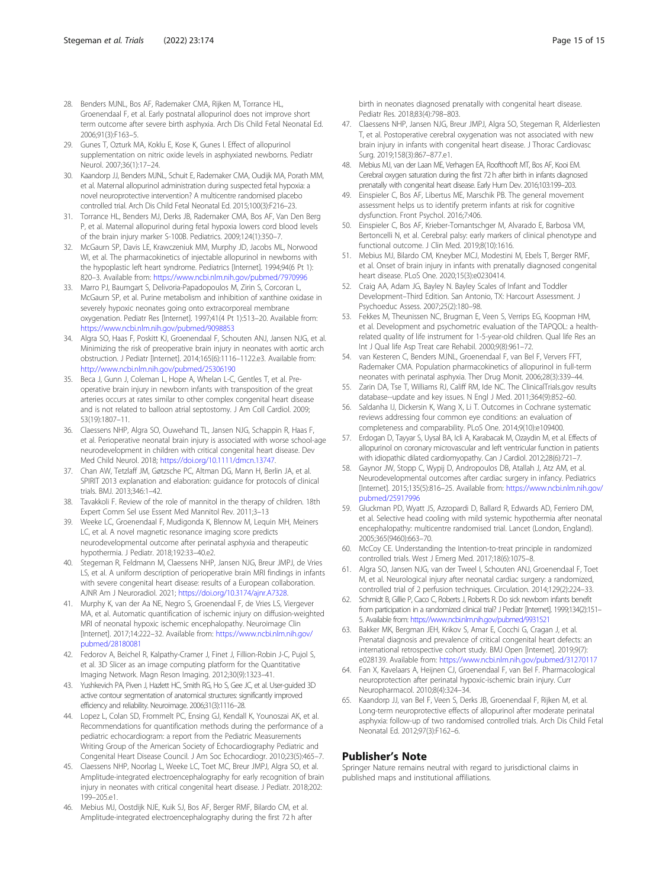28. Benders MJNL, Bos AF, Rademaker CMA, Rijken M, Torrance HL, Groenendaal F, et al. Early postnatal allopurinol does not improve short term outcome after severe birth asphyxia. Arch Dis Child Fetal Neonatal Ed. 2006;91(3):F163–5.
29. Gunes T, Ozturk MA, Koklu E, Kose K, Gunes I. Effect of allopurinol supplementation on nitric oxide levels in asphyxiated newborns. Pediatr Neurol. 2007;36(1):17–24.
30. Kaandorp JJ, Benders MJNL, Schuit E, Rademaker CMA, Oudijk MA, Porath MM, et al. Maternal allopurinol administration during suspected fetal hypoxia: a novel neuroprotective intervention? A multicentre randomised placebo controlled trial. Arch Dis Child Fetal Neonatal Ed. 2015;100(3):F216–23.
31. Torrance HL, Benders MJ, Derks JB, Rademaker CMA, Bos AF, Van Den Berg P, et al. Maternal allopurinol during fetal hypoxia lowers cord blood levels of the brain injury marker S-100B. Pediatrics. 2009;124(1):350–7.
32. McGaurn SP, Davis LE, Krawczeniuk MM, Murphy JD, Jacobs ML, Norwood WI, et al. The pharmacokinetics of injectable allopurinol in newborns with the hypoplastic left heart syndrome. Pediatrics [Internet]. 1994;94(6 Pt 1): 820–3. Available from: https://www.ncbi.nlm.nih.gov/pubmed/7970996
33. Marro PJ, Baumgart S, Delivoria-Papadopoulos M, Zirin S, Corcoran L, McGaurn SP, et al. Purine metabolism and inhibition of xanthine oxidase in severely hypoxic neonates going onto extracorporeal membrane oxygenation. Pediatr Res [Internet]. 1997;41(4 Pt 1):513–20. Available from: https://www.ncbi.nlm.nih.gov/pubmed/9098853
34. Algra SO, Haas F, Poskitt KJ, Groenendaal F, Schouten ANJ, Jansen NJG, et al. Minimizing the risk of preoperative brain injury in neonates with aortic arch obstruction. J Pediatr [Internet]. 2014;165(6):1116–1122.e3. Available from: http://www.ncbi.nlm.nih.gov/pubmed/25306190
35. Beca J, Gunn J, Coleman L, Hope A, Whelan L-C, Gentles T, et al. Pre-operative brain injury in newborn infants with transposition of the great arteries occurs at rates similar to other complex congenital heart disease and is not related to balloon atrial septostomy. J Am Coll Cardiol. 2009; 53(19):1807–11.
36. Claessens NHP, Algra SO, Ouwehand TL, Jansen NJG, Schappin R, Haas F, et al. Perioperative neonatal brain injury is associated with worse school-age neurodevelopment in children with critical congenital heart disease. Dev Med Child Neurol. 2018; https://doi.org/10.1111/dmcn.13747.
37. Chan AW, Tetzlaff JM, Gøtzsche PC, Altman DG, Mann H, Berlin JA, et al. SPIRIT 2013 explanation and elaboration: guidance for protocols of clinical trials. BMJ. 2013;346:1–42.
38. Tavakkoli F. Review of the role of mannitol in the therapy of children. 18th Expert Comm Sel use Essent Med Mannitol Rev. 2011;3–13
39. Weeke LC, Groenendaal F, Mudigonda K, Blennow M, Lequin MH, Meiners LC, et al. A novel magnetic resonance imaging score predicts neurodevelopmental outcome after perinatal asphyxia and therapeutic hypothermia. J Pediatr. 2018;192:33–40.e2.
40. Stegeman R, Feldmann M, Claessens NHP, Jansen NJG, Breur JMPJ, de Vries LS, et al. A uniform description of perioperative brain MRI findings in infants with severe congenital heart disease: results of a European collaboration. AJNR Am J Neuroradiol. 2021; https://doi.org/10.3174/ajnr.A7328.
41. Murphy K, van der Aa NE, Negro S, Groenendaal F, de Vries LS, Viergever MA, et al. Automatic quantification of ischemic injury on diffusion-weighted MRI of neonatal hypoxic ischemic encephalopathy. Neuroimage Clin [Internet]. 2017;14:222–32. Available from: https://www.ncbi.nlm.nih.gov/pubmed/28180081
42. Fedorov A, Beichel R, Kalpathy-Cramer J, Finet J, Fillion-Robin J-C, Pujol S, et al. 3D Slicer as an image computing platform for the Quantitative Imaging Network. Magn Reson Imaging. 2012;30(9):1323–41.
43. Yushkevich PA, Piven J, Hazlett HC, Smith RG, Ho S, Gee JC, et al. User-guided 3D active contour segmentation of anatomical structures: significantly improved efficiency and reliability. Neuroimage. 2006;31(3):1116–28.
44. Lopez L, Colan SD, Frommelt PC, Ensing GJ, Kendall K, Younoszai AK, et al. Recommendations for quantification methods during the performance of a pediatric echocardiogram: a report from the Pediatric Measurements Writing Group of the American Society of Echocardiography Pediatric and Congenital Heart Disease Council. J Am Soc Echocardiogr. 2010;23(5):465–7.
45. Claessens NHP, Noorlag L, Weeke LC, Toet MC, Breur JMPJ, Algra SO, et al. Amplitude-integrated electroencephalography for early recognition of brain injury in neonates with critical congenital heart disease. J Pediatr. 2018;202: 199–205.e1.
46. Mebius MJ, Oostdijk NJE, Kuik SJ, Bos AF, Berger RMF, Bilardo CM, et al. Amplitude-integrated electroencephalography during the first 72 h after birth in neonates diagnosed prenatally with congenital heart disease. Pediatr Res. 2018;83(4):798–803.
47. Claessens NHP, Jansen NJG, Breur JMPJ, Algra SO, Stegeman R, Alderliesten T, et al. Postoperative cerebral oxygenation was not associated with new brain injury in infants with congenital heart disease. J Thorac Cardiovasc Surg. 2019;158(3):867–877.e1.
48. Mebius MJ, van der Laan ME, Verhagen EA, Roofthooft MT, Bos AF, Kooi EM. Cerebral oxygen saturation during the first 72 h after birth in infants diagnosed prenatally with congenital heart disease. Early Hum Dev. 2016;103:199–203.
49. Einspieler C, Bos AF, Libertus ME, Marschik PB. The general movement assessment helps us to identify preterm infants at risk for cognitive dysfunction. Front Psychol. 2016;7:406.
50. Einspieler C, Bos AF, Krieber-Tomantschger M, Alvarado E, Barbosa VM, Bertoncelli N, et al. Cerebral palsy: early markers of clinical phenotype and functional outcome. J Clin Med. 2019;8(10):1616.
51. Mebius MJ, Bilardo CM, Kneyber MCJ, Modestini M, Ebels T, Berger RMF, et al. Onset of brain injury in infants with prenatally diagnosed congenital heart disease. PLoS One. 2020;15(3):e0230414.
52. Craig AA, Adam JG, Bayley N. Bayley Scales of Infant and Toddler Development–Third Edition. San Antonio, TX: Harcourt Assessment. J Psychoeduc Assess. 2007;25(2):180–98.
53. Fekkes M, Theunissen NC, Brugman E, Veen S, Verrips EG, Koopman HM, et al. Development and psychometric evaluation of the TAPQOL: a health-related quality of life instrument for 1-5-year-old children. Qual life Res an Int J Qual life Asp Treat care Rehabil. 2000;9(8):961–72.
54. van Kesteren C, Benders MJNL, Groenendaal F, van Bel F, Ververs FFT, Rademaker CMA. Population pharmacokinetics of allopurinol in full-term neonates with perinatal asphyxia. Ther Drug Monit. 2006;28(3):339–44.
55. Zarin DA, Tse T, Williams RJ, Califf RM, Ide NC. The ClinicalTrials.gov results database--update and key issues. N Engl J Med. 2011;364(9):852–60.
56. Saldanha IJ, Dickersin K, Wang X, Li T. Outcomes in Cochrane systematic reviews addressing four common eye conditions: an evaluation of completeness and comparability. PLoS One. 2014;9(10):e109400.
57. Erdogan D, Tayyar S, Uysal BA, Icli A, Karabacak M, Ozaydin M, et al. Effects of allopurinol on coronary microvascular and left ventricular function in patients with idiopathic dilated cardiomyopathy. Can J Cardiol. 2012;28(6):721–7.
58. Gaynor JW, Stopp C, Wypij D, Andropoulos DB, Atallah J, Atz AM, et al. Neurodevelopmental outcomes after cardiac surgery in infancy. Pediatrics [Internet]. 2015;135(5):816–25. Available from: https://www.ncbi.nlm.nih.gov/pubmed/25917996
59. Gluckman PD, Wyatt JS, Azzopardi D, Ballard R, Edwards AD, Ferriero DM, et al. Selective head cooling with mild systemic hypothermia after neonatal encephalopathy: multicentre randomised trial. Lancet (London, England). 2005;365(9460):663–70.
60. McCoy CE. Understanding the Intention-to-treat principle in randomized controlled trials. West J Emerg Med. 2017;18(6):1075–8.
61. Algra SO, Jansen NJG, van der Tweel I, Schouten ANJ, Groenendaal F, Toet M, et al. Neurological injury after neonatal cardiac surgery: a randomized, controlled trial of 2 perfusion techniques. Circulation. 2014;129(2):224–33.
62. Schmidt B, Gillie P, Caco C, Roberts J, Roberts R. Do sick newborn infants benefit from participation in a randomized clinical trial? J Pediatr [Internet]. 1999;134(2):151–5. Available from: https://www.ncbi.nlm.nih.gov/pubmed/9931521
63. Bakker MK, Bergman JEH, Krikov S, Amar E, Cocchi G, Cragan J, et al. Prenatal diagnosis and prevalence of critical congenital heart defects: an international retrospective cohort study. BMJ Open [Internet]. 2019;9(7): e028139. Available from: https://www.ncbi.nlm.nih.gov/pubmed/31270117
64. Fan X, Kavelaars A, Heijnen CJ, Groenendaal F, van Bel F. Pharmacological neuroprotection after perinatal hypoxic-ischemic brain injury. Curr Neuropharmacol. 2010;8(4):324–34.
65. Kaandorp JJ, van Bel F, Veen S, Derks JB, Groenendaal F, Rijken M, et al. Long-term neuroprotective effects of allopurinol after moderate perinatal asphyxia: follow-up of two randomised controlled trials. Arch Dis Child Fetal Neonatal Ed. 2012;97(3):F162–6.

## Publisher's Note

Springer Nature remains neutral with regard to jurisdictional claims in published maps and institutional affiliations.